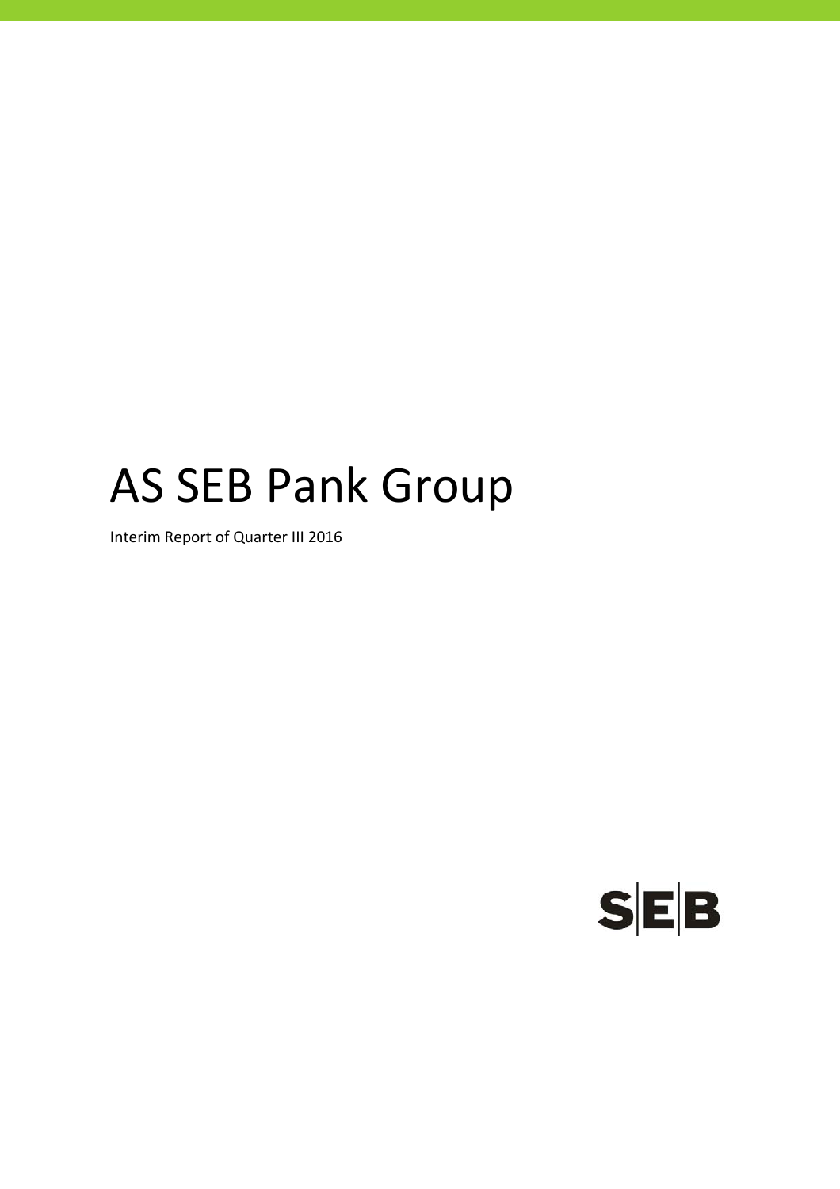# AS SEB Pank Group

Interim Report of Quarter III 2016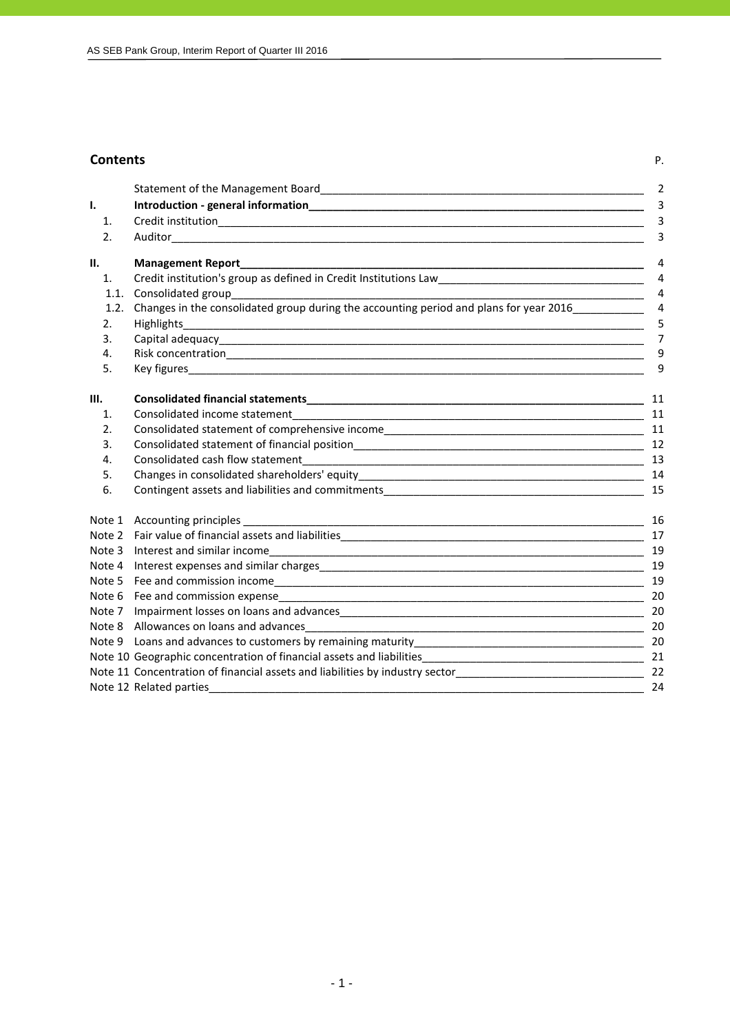## Contents

| | | P. |
|---|---|---|
| | Statement of the Management Board | 2 |
| **I.** | **Introduction - general information** | 3 |
| 1. | Credit institution | 3 |
| 2. | Auditor | 3 |
| **II.** | **Management Report** | 4 |
| 1. | Credit institution's group as defined in Credit Institutions Law | 4 |
| 1.1. | Consolidated group | 4 |
| 1.2. | Changes in the consolidated group during the accounting period and plans for year 2016 | 4 |
| 2. | Highlights | 5 |
| 3. | Capital adequacy | 7 |
| 4. | Risk concentration | 9 |
| 5. | Key figures | 9 |
| **III.** | **Consolidated financial statements** | 11 |
| 1. | Consolidated income statement | 11 |
| 2. | Consolidated statement of comprehensive income | 11 |
| 3. | Consolidated statement of financial position | 12 |
| 4. | Consolidated cash flow statement | 13 |
| 5. | Changes in consolidated shareholders' equity | 14 |
| 6. | Contingent assets and liabilities and commitments | 15 |
| Note 1 | Accounting principles | 16 |
| Note 2 | Fair value of financial assets and liabilities | 17 |
| Note 3 | Interest and similar income | 19 |
| Note 4 | Interest expenses and similar charges | 19 |
| Note 5 | Fee and commission income | 19 |
| Note 6 | Fee and commission expense | 20 |
| Note 7 | Impairment losses on loans and advances | 20 |
| Note 8 | Allowances on loans and advances | 20 |
| Note 9 | Loans and advances to customers by remaining maturity | 20 |
| Note 10 | Geographic concentration of financial assets and liabilities | 21 |
| Note 11 | Concentration of financial assets and liabilities by industry sector | 22 |
| Note 12 | Related parties | 24 |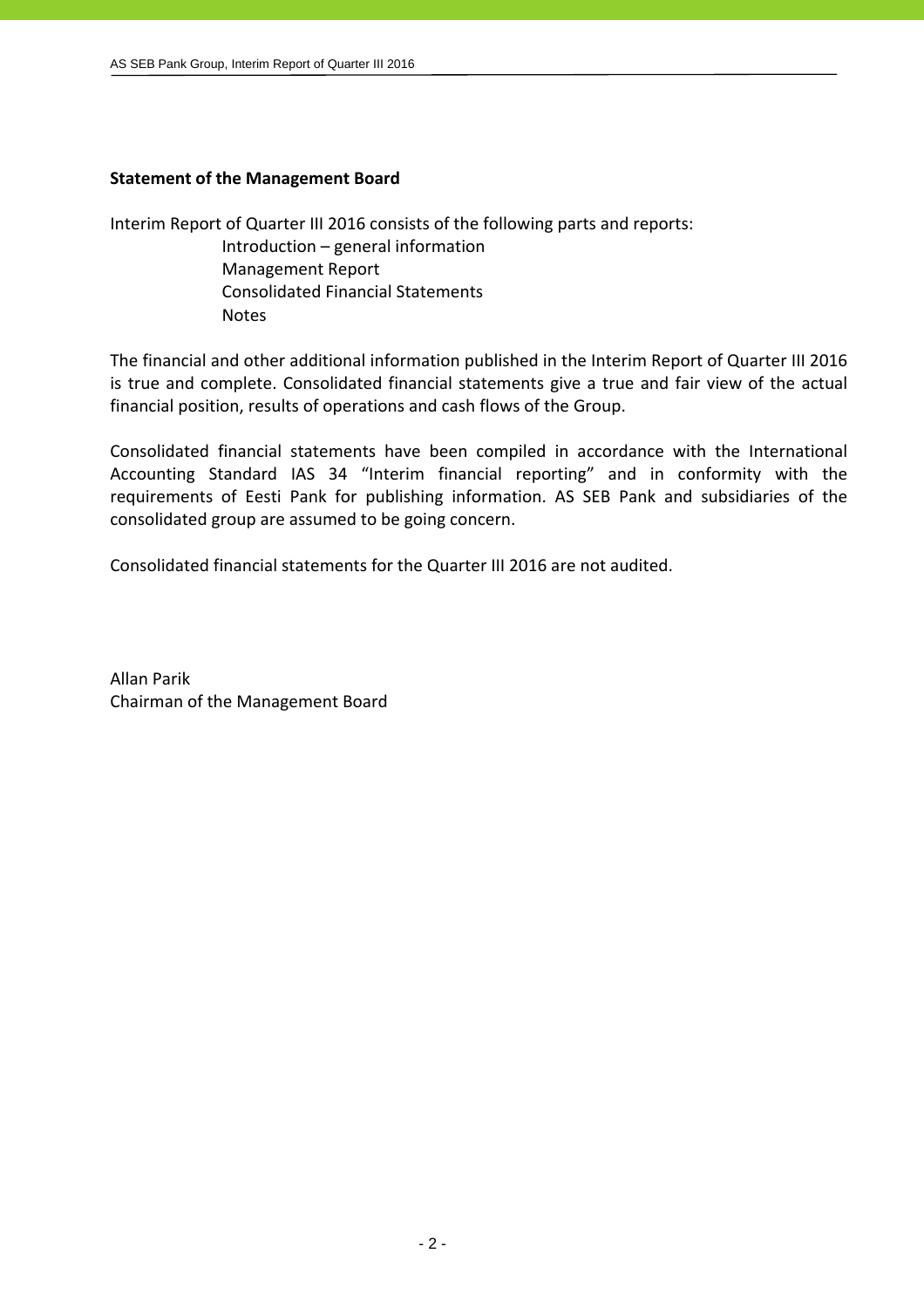**Statement of the Management Board**

Interim Report of Quarter III 2016 consists of the following parts and reports:

- Introduction – general information
- Management Report
- Consolidated Financial Statements
- Notes

The financial and other additional information published in the Interim Report of Quarter III 2016 is true and complete. Consolidated financial statements give a true and fair view of the actual financial position, results of operations and cash flows of the Group.

Consolidated financial statements have been compiled in accordance with the International Accounting Standard IAS 34 "Interim financial reporting" and in conformity with the requirements of Eesti Pank for publishing information. AS SEB Pank and subsidiaries of the consolidated group are assumed to be going concern.

Consolidated financial statements for the Quarter III 2016 are not audited.

Allan Parik
Chairman of the Management Board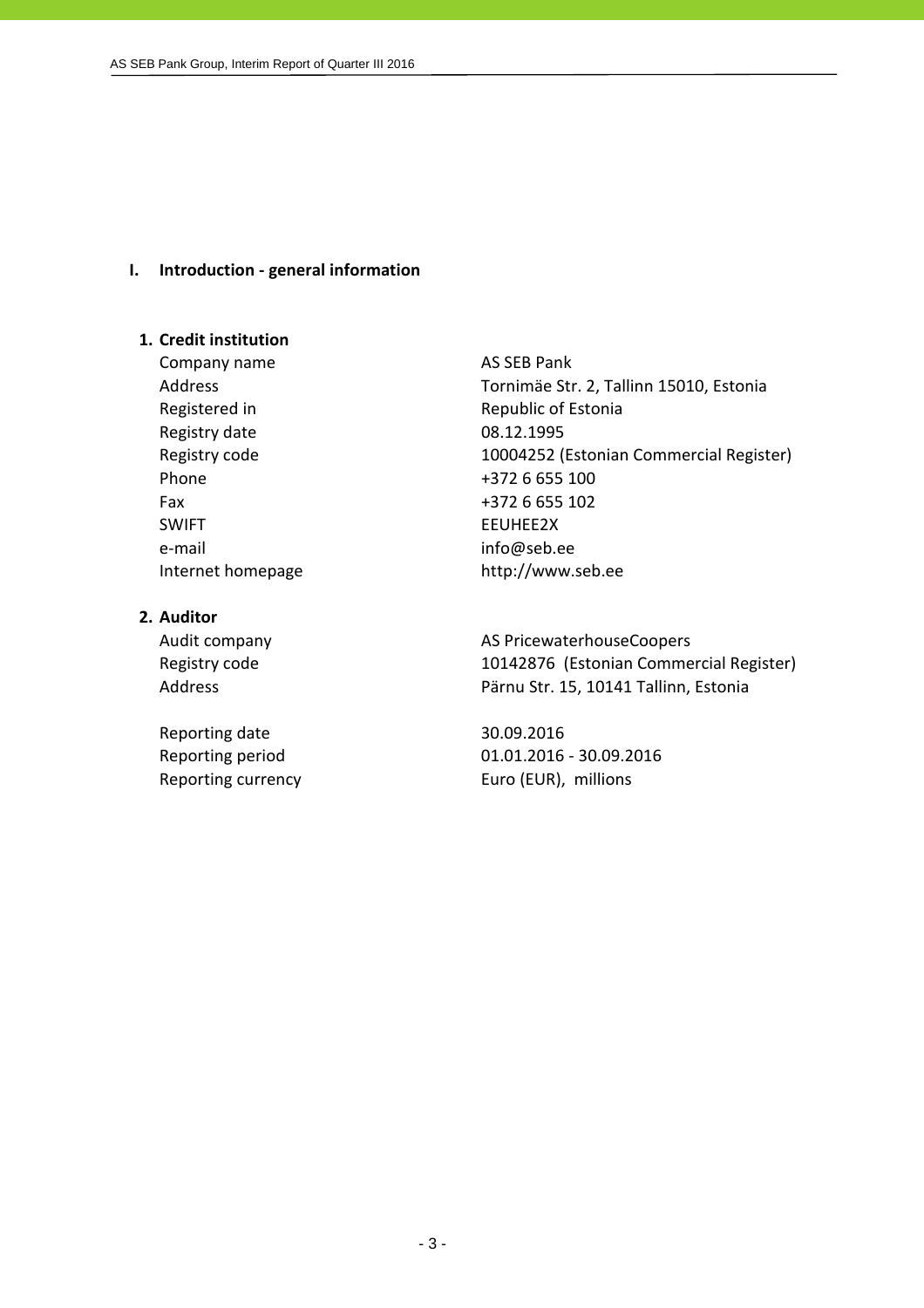# I. Introduction - general information

## 1. Credit institution

| | |
|---|---|
| Company name | AS SEB Pank |
| Address | Tornimäe Str. 2, Tallinn 15010, Estonia |
| Registered in | Republic of Estonia |
| Registry date | 08.12.1995 |
| Registry code | 10004252 (Estonian Commercial Register) |
| Phone | +372 6 655 100 |
| Fax | +372 6 655 102 |
| SWIFT | EEUHEE2X |
| e-mail | info@seb.ee |
| Internet homepage | http://www.seb.ee |

## 2. Auditor

| | |
|---|---|
| Audit company | AS PricewaterhouseCoopers |
| Registry code | 10142876 (Estonian Commercial Register) |
| Address | Pärnu Str. 15, 10141 Tallinn, Estonia |

| | |
|---|---|
| Reporting date | 30.09.2016 |
| Reporting period | 01.01.2016 - 30.09.2016 |
| Reporting currency | Euro (EUR), millions |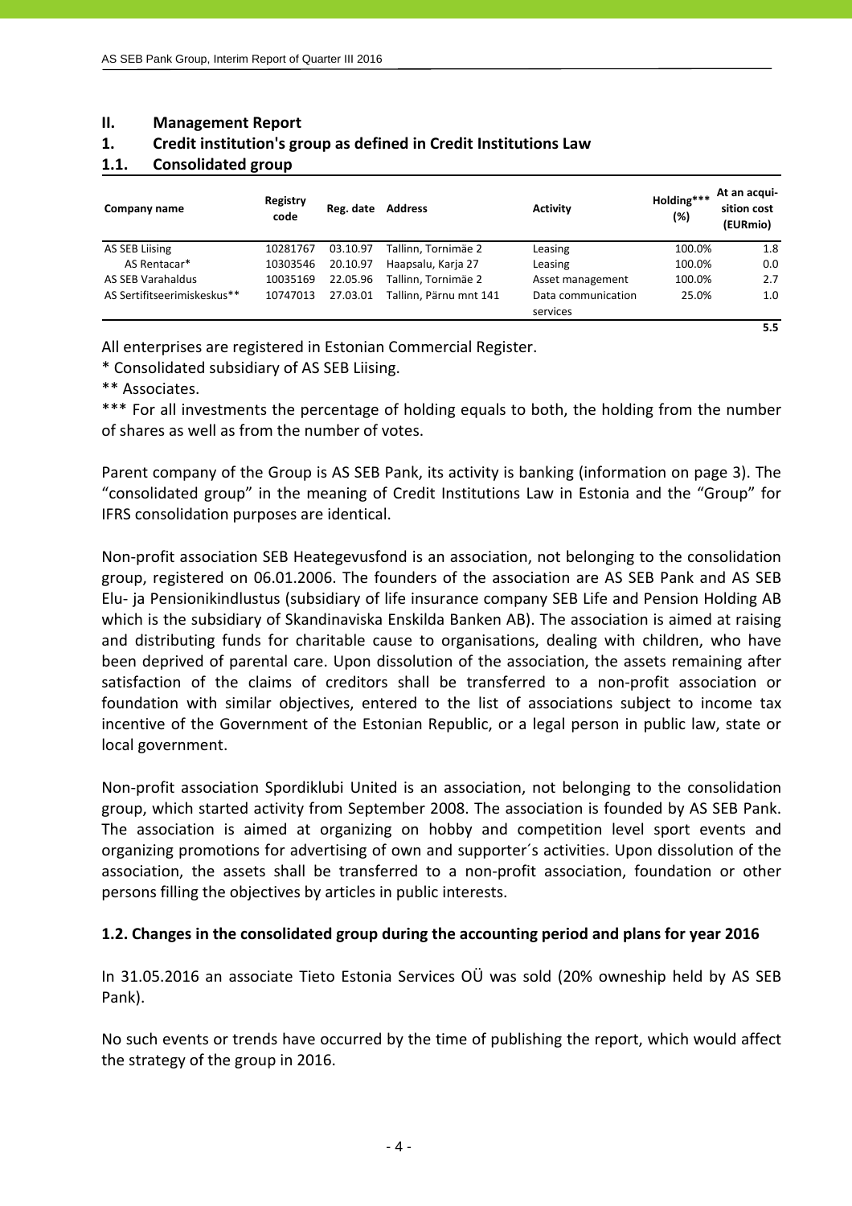## II. Management Report

### 1. Credit institution's group as defined in Credit Institutions Law

### 1.1. Consolidated group

| Company name | Registry code | Reg. date | Address | Activity | Holding*** (%) | At an acquisition cost (EURmio) |
|---|---|---|---|---|---|---|
| AS SEB Liising | 10281767 | 03.10.97 | Tallinn, Tornimäe 2 | Leasing | 100.0% | 1.8 |
| AS Rentacar* | 10303546 | 20.10.97 | Haapsalu, Karja 27 | Leasing | 100.0% | 0.0 |
| AS SEB Varahaldus | 10035169 | 22.05.96 | Tallinn, Tornimäe 2 | Asset management | 100.0% | 2.7 |
| AS Sertifitseerimiskeskus** | 10747013 | 27.03.01 | Tallinn, Pärnu mnt 141 | Data communication services | 25.0% | 1.0 |
| | | | | | | **5.5** |

All enterprises are registered in Estonian Commercial Register.

* Consolidated subsidiary of AS SEB Liising.

** Associates.

*** For all investments the percentage of holding equals to both, the holding from the number of shares as well as from the number of votes.

Parent company of the Group is AS SEB Pank, its activity is banking (information on page 3). The "consolidated group" in the meaning of Credit Institutions Law in Estonia and the "Group" for IFRS consolidation purposes are identical.

Non-profit association SEB Heategevusfond is an association, not belonging to the consolidation group, registered on 06.01.2006. The founders of the association are AS SEB Pank and AS SEB Elu- ja Pensionikindlustus (subsidiary of life insurance company SEB Life and Pension Holding AB which is the subsidiary of Skandinaviska Enskilda Banken AB). The association is aimed at raising and distributing funds for charitable cause to organisations, dealing with children, who have been deprived of parental care. Upon dissolution of the association, the assets remaining after satisfaction of the claims of creditors shall be transferred to a non-profit association or foundation with similar objectives, entered to the list of associations subject to income tax incentive of the Government of the Estonian Republic, or a legal person in public law, state or local government.

Non-profit association Spordiklubi United is an association, not belonging to the consolidation group, which started activity from September 2008. The association is founded by AS SEB Pank. The association is aimed at organizing on hobby and competition level sport events and organizing promotions for advertising of own and supporter´s activities. Upon dissolution of the association, the assets shall be transferred to a non-profit association, foundation or other persons filling the objectives by articles in public interests.

### 1.2. Changes in the consolidated group during the accounting period and plans for year 2016

In 31.05.2016 an associate Tieto Estonia Services OÜ was sold (20% owneship held by AS SEB Pank).

No such events or trends have occurred by the time of publishing the report, which would affect the strategy of the group in 2016.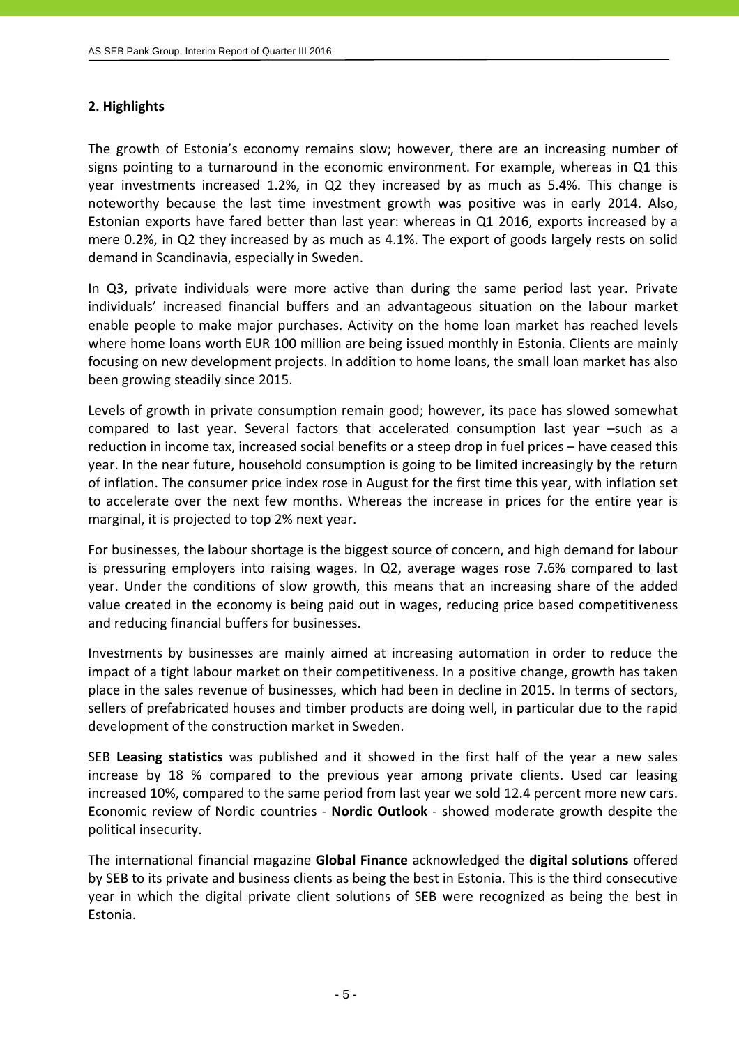## 2. Highlights

The growth of Estonia's economy remains slow; however, there are an increasing number of signs pointing to a turnaround in the economic environment. For example, whereas in Q1 this year investments increased 1.2%, in Q2 they increased by as much as 5.4%. This change is noteworthy because the last time investment growth was positive was in early 2014. Also, Estonian exports have fared better than last year: whereas in Q1 2016, exports increased by a mere 0.2%, in Q2 they increased by as much as 4.1%. The export of goods largely rests on solid demand in Scandinavia, especially in Sweden.

In Q3, private individuals were more active than during the same period last year. Private individuals' increased financial buffers and an advantageous situation on the labour market enable people to make major purchases. Activity on the home loan market has reached levels where home loans worth EUR 100 million are being issued monthly in Estonia. Clients are mainly focusing on new development projects. In addition to home loans, the small loan market has also been growing steadily since 2015.

Levels of growth in private consumption remain good; however, its pace has slowed somewhat compared to last year. Several factors that accelerated consumption last year –such as a reduction in income tax, increased social benefits or a steep drop in fuel prices – have ceased this year. In the near future, household consumption is going to be limited increasingly by the return of inflation. The consumer price index rose in August for the first time this year, with inflation set to accelerate over the next few months. Whereas the increase in prices for the entire year is marginal, it is projected to top 2% next year.

For businesses, the labour shortage is the biggest source of concern, and high demand for labour is pressuring employers into raising wages. In Q2, average wages rose 7.6% compared to last year. Under the conditions of slow growth, this means that an increasing share of the added value created in the economy is being paid out in wages, reducing price based competitiveness and reducing financial buffers for businesses.

Investments by businesses are mainly aimed at increasing automation in order to reduce the impact of a tight labour market on their competitiveness. In a positive change, growth has taken place in the sales revenue of businesses, which had been in decline in 2015. In terms of sectors, sellers of prefabricated houses and timber products are doing well, in particular due to the rapid development of the construction market in Sweden.

SEB **Leasing statistics** was published and it showed in the first half of the year a new sales increase by 18 % compared to the previous year among private clients. Used car leasing increased 10%, compared to the same period from last year we sold 12.4 percent more new cars. Economic review of Nordic countries - **Nordic Outlook** - showed moderate growth despite the political insecurity.

The international financial magazine **Global Finance** acknowledged the **digital solutions** offered by SEB to its private and business clients as being the best in Estonia. This is the third consecutive year in which the digital private client solutions of SEB were recognized as being the best in Estonia.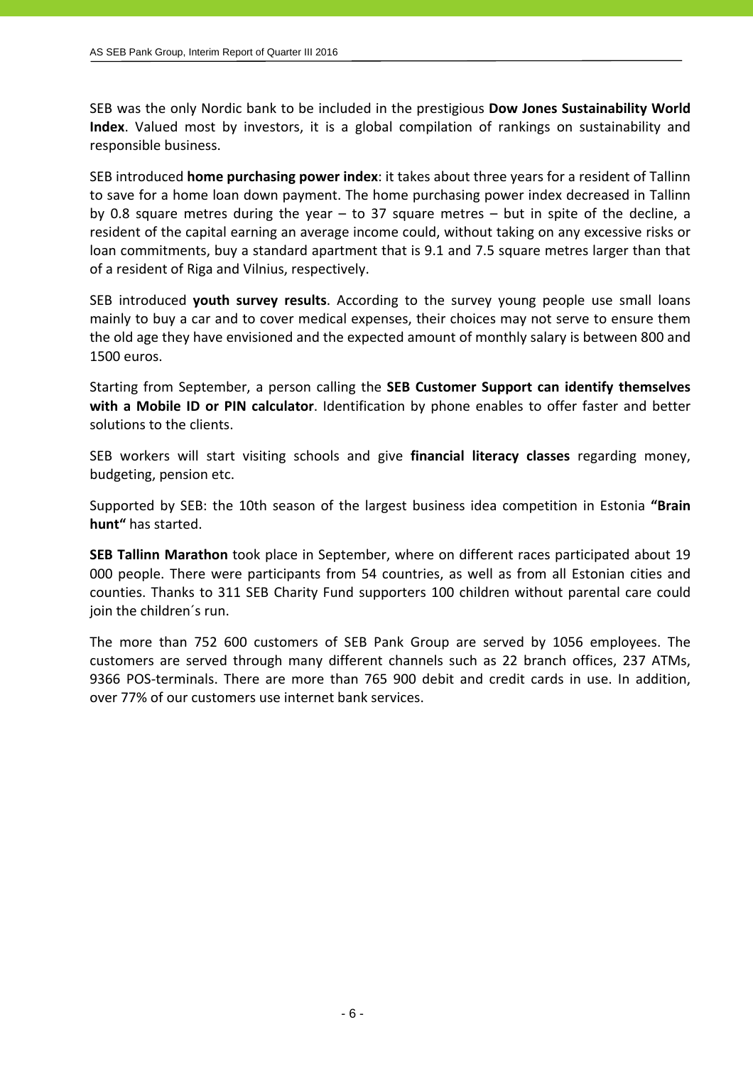SEB was the only Nordic bank to be included in the prestigious **Dow Jones Sustainability World Index**. Valued most by investors, it is a global compilation of rankings on sustainability and responsible business.

SEB introduced **home purchasing power index**: it takes about three years for a resident of Tallinn to save for a home loan down payment. The home purchasing power index decreased in Tallinn by 0.8 square metres during the year – to 37 square metres – but in spite of the decline, a resident of the capital earning an average income could, without taking on any excessive risks or loan commitments, buy a standard apartment that is 9.1 and 7.5 square metres larger than that of a resident of Riga and Vilnius, respectively.

SEB introduced **youth survey results**. According to the survey young people use small loans mainly to buy a car and to cover medical expenses, their choices may not serve to ensure them the old age they have envisioned and the expected amount of monthly salary is between 800 and 1500 euros.

Starting from September, a person calling the **SEB Customer Support can identify themselves with a Mobile ID or PIN calculator**. Identification by phone enables to offer faster and better solutions to the clients.

SEB workers will start visiting schools and give **financial literacy classes** regarding money, budgeting, pension etc.

Supported by SEB: the 10th season of the largest business idea competition in Estonia **"Brain hunt"** has started.

**SEB Tallinn Marathon** took place in September, where on different races participated about 19 000 people. There were participants from 54 countries, as well as from all Estonian cities and counties. Thanks to 311 SEB Charity Fund supporters 100 children without parental care could join the children´s run.

The more than 752 600 customers of SEB Pank Group are served by 1056 employees. The customers are served through many different channels such as 22 branch offices, 237 ATMs, 9366 POS-terminals. There are more than 765 900 debit and credit cards in use. In addition, over 77% of our customers use internet bank services.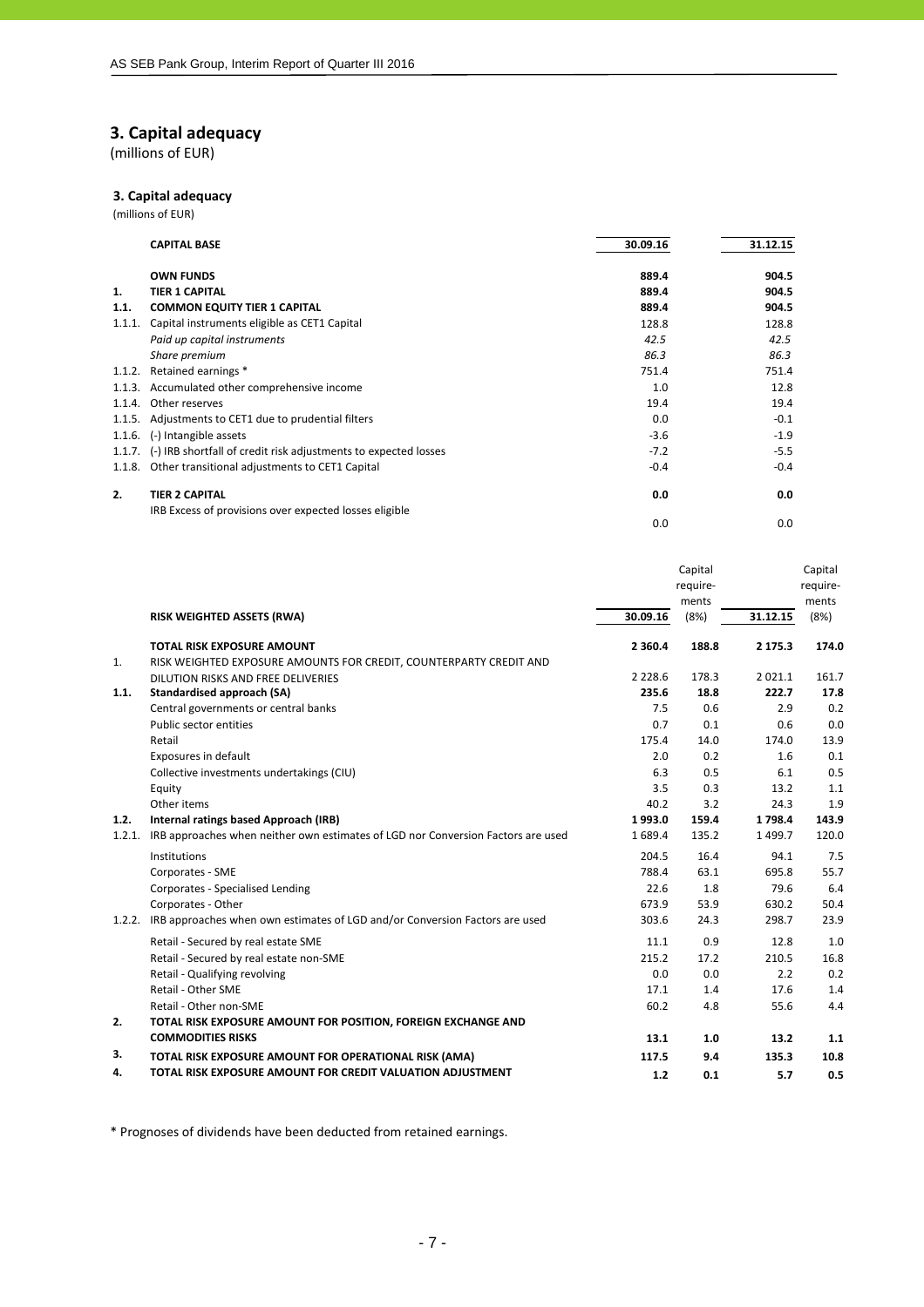## 3. Capital adequacy

(millions of EUR)

### 3. Capital adequacy

(millions of EUR)

| | CAPITAL BASE | 30.09.16 | 31.12.15 |
|---|---|---|---|
| | **OWN FUNDS** | **889.4** | **904.5** |
| **1.** | **TIER 1 CAPITAL** | **889.4** | **904.5** |
| **1.1.** | **COMMON EQUITY TIER 1 CAPITAL** | **889.4** | **904.5** |
| 1.1.1. | Capital instruments eligible as CET1 Capital | 128.8 | 128.8 |
| | *Paid up capital instruments* | *42.5* | *42.5* |
| | *Share premium* | *86.3* | *86.3* |
| 1.1.2. | Retained earnings * | 751.4 | 751.4 |
| 1.1.3. | Accumulated other comprehensive income | 1.0 | 12.8 |
| 1.1.4. | Other reserves | 19.4 | 19.4 |
| 1.1.5. | Adjustments to CET1 due to prudential filters | 0.0 | -0.1 |
| 1.1.6. | (-) Intangible assets | -3.6 | -1.9 |
| 1.1.7. | (-) IRB shortfall of credit risk adjustments to expected losses | -7.2 | -5.5 |
| 1.1.8. | Other transitional adjustments to CET1 Capital | -0.4 | -0.4 |
| **2.** | **TIER 2 CAPITAL** | **0.0** | **0.0** |
| | IRB Excess of provisions over expected losses eligible | 0.0 | 0.0 |

| | RISK WEIGHTED ASSETS (RWA) | 30.09.16 | Capital require-ments (8%) | 31.12.15 | Capital require-ments (8%) |
|---|---|---|---|---|---|
| | **TOTAL RISK EXPOSURE AMOUNT** | **2 360.4** | **188.8** | **2 175.3** | **174.0** |
| 1. | RISK WEIGHTED EXPOSURE AMOUNTS FOR CREDIT, COUNTERPARTY CREDIT AND DILUTION RISKS AND FREE DELIVERIES | 2 228.6 | 178.3 | 2 021.1 | 161.7 |
| **1.1.** | **Standardised approach (SA)** | **235.6** | **18.8** | **222.7** | **17.8** |
| | Central governments or central banks | 7.5 | 0.6 | 2.9 | 0.2 |
| | Public sector entities | 0.7 | 0.1 | 0.6 | 0.0 |
| | Retail | 175.4 | 14.0 | 174.0 | 13.9 |
| | Exposures in default | 2.0 | 0.2 | 1.6 | 0.1 |
| | Collective investments undertakings (CIU) | 6.3 | 0.5 | 6.1 | 0.5 |
| | Equity | 3.5 | 0.3 | 13.2 | 1.1 |
| | Other items | 40.2 | 3.2 | 24.3 | 1.9 |
| **1.2.** | **Internal ratings based Approach (IRB)** | **1 993.0** | **159.4** | **1 798.4** | **143.9** |
| 1.2.1. | IRB approaches when neither own estimates of LGD nor Conversion Factors are used | 1 689.4 | 135.2 | 1 499.7 | 120.0 |
| | Institutions | 204.5 | 16.4 | 94.1 | 7.5 |
| | Corporates - SME | 788.4 | 63.1 | 695.8 | 55.7 |
| | Corporates - Specialised Lending | 22.6 | 1.8 | 79.6 | 6.4 |
| | Corporates - Other | 673.9 | 53.9 | 630.2 | 50.4 |
| 1.2.2. | IRB approaches when own estimates of LGD and/or Conversion Factors are used | 303.6 | 24.3 | 298.7 | 23.9 |
| | Retail - Secured by real estate SME | 11.1 | 0.9 | 12.8 | 1.0 |
| | Retail - Secured by real estate non-SME | 215.2 | 17.2 | 210.5 | 16.8 |
| | Retail - Qualifying revolving | 0.0 | 0.0 | 2.2 | 0.2 |
| | Retail - Other SME | 17.1 | 1.4 | 17.6 | 1.4 |
| | Retail - Other non-SME | 60.2 | 4.8 | 55.6 | 4.4 |
| **2.** | **TOTAL RISK EXPOSURE AMOUNT FOR POSITION, FOREIGN EXCHANGE AND COMMODITIES RISKS** | **13.1** | **1.0** | **13.2** | **1.1** |
| **3.** | **TOTAL RISK EXPOSURE AMOUNT FOR OPERATIONAL RISK (AMA)** | **117.5** | **9.4** | **135.3** | **10.8** |
| **4.** | **TOTAL RISK EXPOSURE AMOUNT FOR CREDIT VALUATION ADJUSTMENT** | **1.2** | **0.1** | **5.7** | **0.5** |

* Prognoses of dividends have been deducted from retained earnings.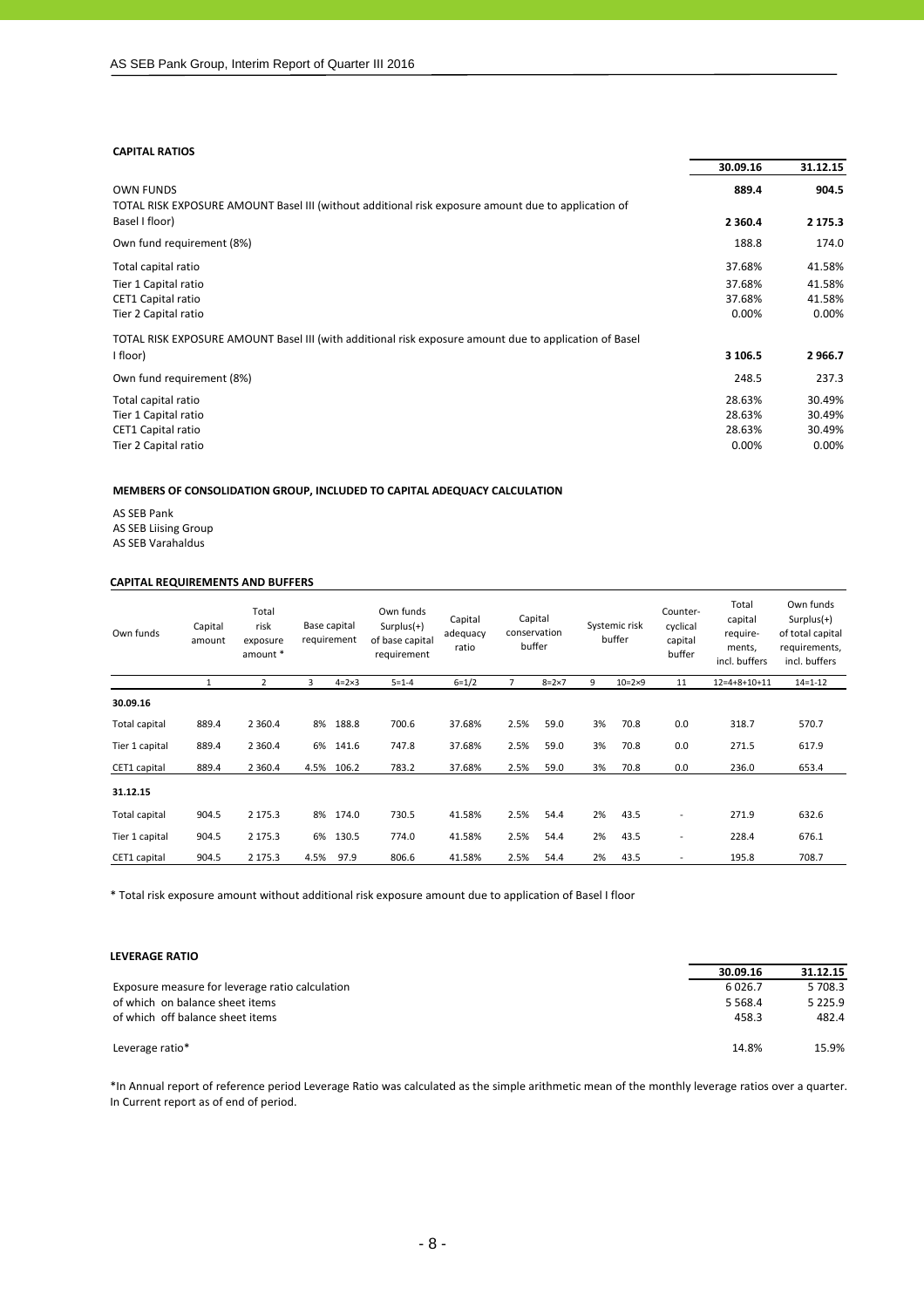## CAPITAL RATIOS

| | 30.09.16 | 31.12.15 |
|---|---|---|
| **OWN FUNDS** | **889.4** | **904.5** |
| TOTAL RISK EXPOSURE AMOUNT Basel III (without additional risk exposure amount due to application of Basel I floor) | **2 360.4** | **2 175.3** |
| Own fund requirement (8%) | 188.8 | 174.0 |
| Total capital ratio | 37.68% | 41.58% |
| Tier 1 Capital ratio | 37.68% | 41.58% |
| CET1 Capital ratio | 37.68% | 41.58% |
| Tier 2 Capital ratio | 0.00% | 0.00% |
| TOTAL RISK EXPOSURE AMOUNT Basel III (with additional risk exposure amount due to application of Basel I floor) | **3 106.5** | **2 966.7** |
| Own fund requirement (8%) | 248.5 | 237.3 |
| Total capital ratio | 28.63% | 30.49% |
| Tier 1 Capital ratio | 28.63% | 30.49% |
| CET1 Capital ratio | 28.63% | 30.49% |
| Tier 2 Capital ratio | 0.00% | 0.00% |

## MEMBERS OF CONSOLIDATION GROUP, INCLUDED TO CAPITAL ADEQUACY CALCULATION

AS SEB Pank
AS SEB Liising Group
AS SEB Varahaldus

## CAPITAL REQUIREMENTS AND BUFFERS

| Own funds | Capital amount | Total risk exposure amount * | Base capital requirement | | Own funds Surplus(+) of base capital requirement | Capital adequacy ratio | Capital conservation buffer | | Systemic risk buffer | | Counter-cyclical capital buffer | Total capital require-ments, incl. buffers | Own funds Surplus(+) of total capital requirements, incl. buffers |
|---|---|---|---|---|---|---|---|---|---|---|---|---|---|
| | 1 | 2 | 3 | 4=2×3 | 5=1-4 | 6=1/2 | 7 | 8=2×7 | 9 | 10=2×9 | 11 | 12=4+8+10+11 | 14=1-12 |
| **30.09.16** | | | | | | | | | | | | | |
| Total capital | 889.4 | 2 360.4 | 8% | 188.8 | 700.6 | 37.68% | 2.5% | 59.0 | 3% | 70.8 | 0.0 | 318.7 | 570.7 |
| Tier 1 capital | 889.4 | 2 360.4 | 6% | 141.6 | 747.8 | 37.68% | 2.5% | 59.0 | 3% | 70.8 | 0.0 | 271.5 | 617.9 |
| CET1 capital | 889.4 | 2 360.4 | 4.5% | 106.2 | 783.2 | 37.68% | 2.5% | 59.0 | 3% | 70.8 | 0.0 | 236.0 | 653.4 |
| **31.12.15** | | | | | | | | | | | | | |
| Total capital | 904.5 | 2 175.3 | 8% | 174.0 | 730.5 | 41.58% | 2.5% | 54.4 | 2% | 43.5 | - | 271.9 | 632.6 |
| Tier 1 capital | 904.5 | 2 175.3 | 6% | 130.5 | 774.0 | 41.58% | 2.5% | 54.4 | 2% | 43.5 | - | 228.4 | 676.1 |
| CET1 capital | 904.5 | 2 175.3 | 4.5% | 97.9 | 806.6 | 41.58% | 2.5% | 54.4 | 2% | 43.5 | - | 195.8 | 708.7 |

\* Total risk exposure amount without additional risk exposure amount due to application of Basel I floor

## LEVERAGE RATIO

| | 30.09.16 | 31.12.15 |
|---|---|---|
| Exposure measure for leverage ratio calculation | 6 026.7 | 5 708.3 |
| of which on balance sheet items | 5 568.4 | 5 225.9 |
| of which off balance sheet items | 458.3 | 482.4 |
| Leverage ratio* | 14.8% | 15.9% |

*In Annual report of reference period Leverage Ratio was calculated as the simple arithmetic mean of the monthly leverage ratios over a quarter. In Current report as of end of period.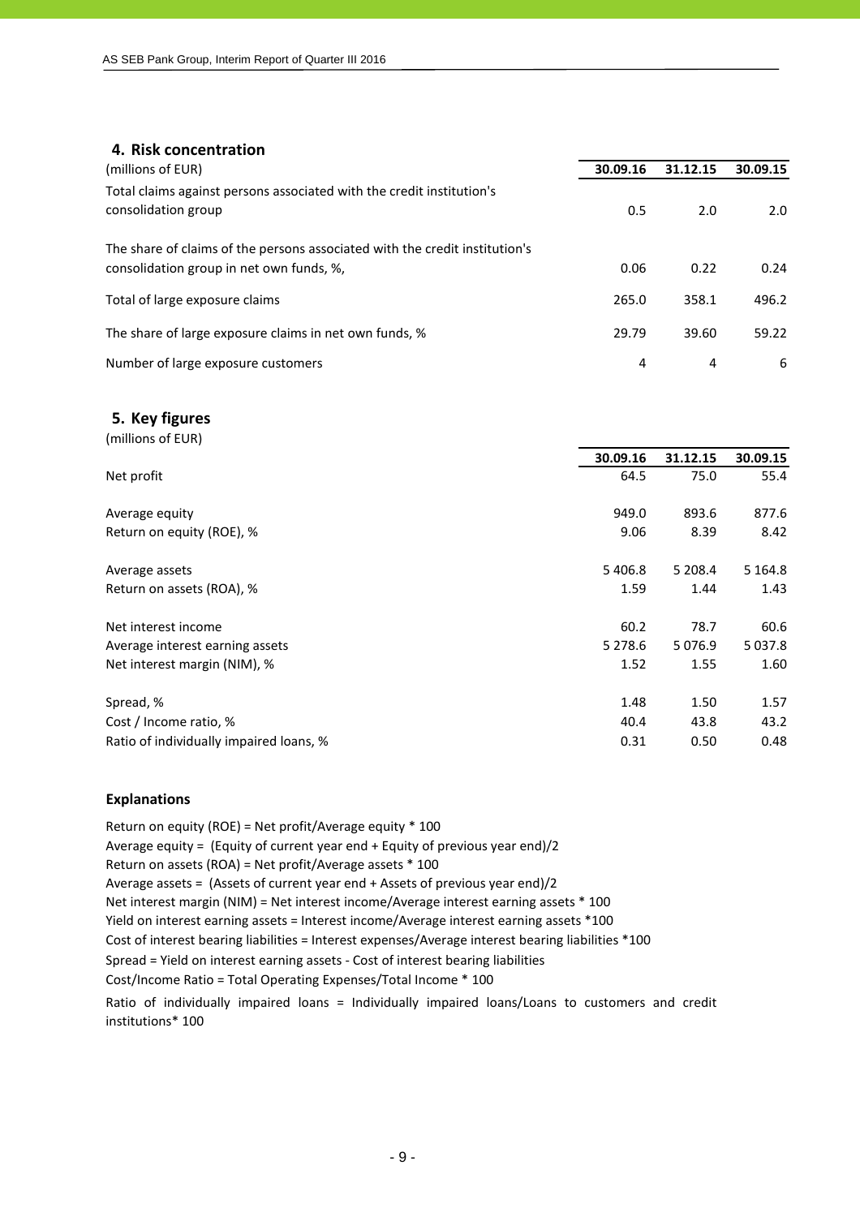## 4. Risk concentration

| (millions of EUR) | 30.09.16 | 31.12.15 | 30.09.15 |
|---|---|---|---|
| Total claims against persons associated with the credit institution's consolidation group | 0.5 | 2.0 | 2.0 |
| The share of claims of the persons associated with the credit institution's consolidation group in net own funds, %, | 0.06 | 0.22 | 0.24 |
| Total of large exposure claims | 265.0 | 358.1 | 496.2 |
| The share of large exposure claims in net own funds, % | 29.79 | 39.60 | 59.22 |
| Number of large exposure customers | 4 | 4 | 6 |

## 5. Key figures

(millions of EUR)

| | 30.09.16 | 31.12.15 | 30.09.15 |
|---|---|---|---|
| Net profit | 64.5 | 75.0 | 55.4 |
| Average equity | 949.0 | 893.6 | 877.6 |
| Return on equity (ROE), % | 9.06 | 8.39 | 8.42 |
| Average assets | 5 406.8 | 5 208.4 | 5 164.8 |
| Return on assets (ROA), % | 1.59 | 1.44 | 1.43 |
| Net interest income | 60.2 | 78.7 | 60.6 |
| Average interest earning assets | 5 278.6 | 5 076.9 | 5 037.8 |
| Net interest margin (NIM), % | 1.52 | 1.55 | 1.60 |
| Spread, % | 1.48 | 1.50 | 1.57 |
| Cost / Income ratio, % | 40.4 | 43.8 | 43.2 |
| Ratio of individually impaired loans, % | 0.31 | 0.50 | 0.48 |

### Explanations

Return on equity (ROE) = Net profit/Average equity * 100

Average equity = (Equity of current year end + Equity of previous year end)/2

Return on assets (ROA) = Net profit/Average assets * 100

Average assets = (Assets of current year end + Assets of previous year end)/2

Net interest margin (NIM) = Net interest income/Average interest earning assets * 100

Yield on interest earning assets = Interest income/Average interest earning assets *100

Cost of interest bearing liabilities = Interest expenses/Average interest bearing liabilities *100

Spread = Yield on interest earning assets - Cost of interest bearing liabilities

Cost/Income Ratio = Total Operating Expenses/Total Income * 100

Ratio of individually impaired loans = Individually impaired loans/Loans to customers and credit institutions* 100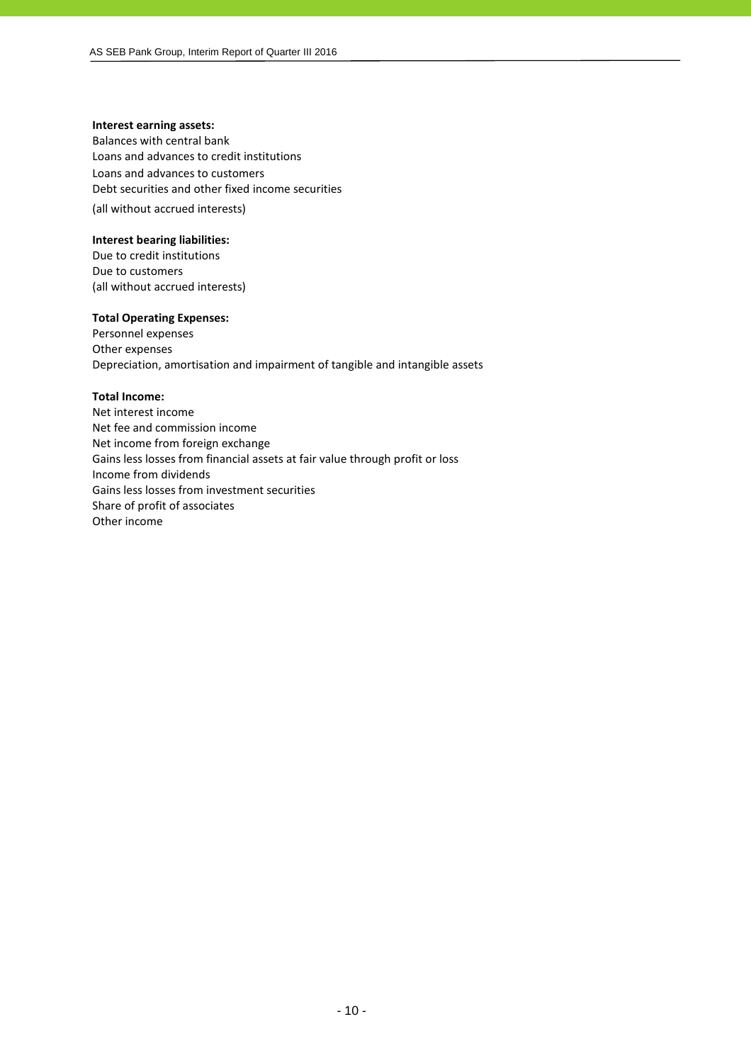**Interest earning assets:**
Balances with central bank
Loans and advances to credit institutions
Loans and advances to customers
Debt securities and other fixed income securities
(all without accrued interests)

**Interest bearing liabilities:**
Due to credit institutions
Due to customers
(all without accrued interests)

**Total Operating Expenses:**
Personnel expenses
Other expenses
Depreciation, amortisation and impairment of tangible and intangible assets

**Total Income:**
Net interest income
Net fee and commission income
Net income from foreign exchange
Gains less losses from financial assets at fair value through profit or loss
Income from dividends
Gains less losses from investment securities
Share of profit of associates
Other income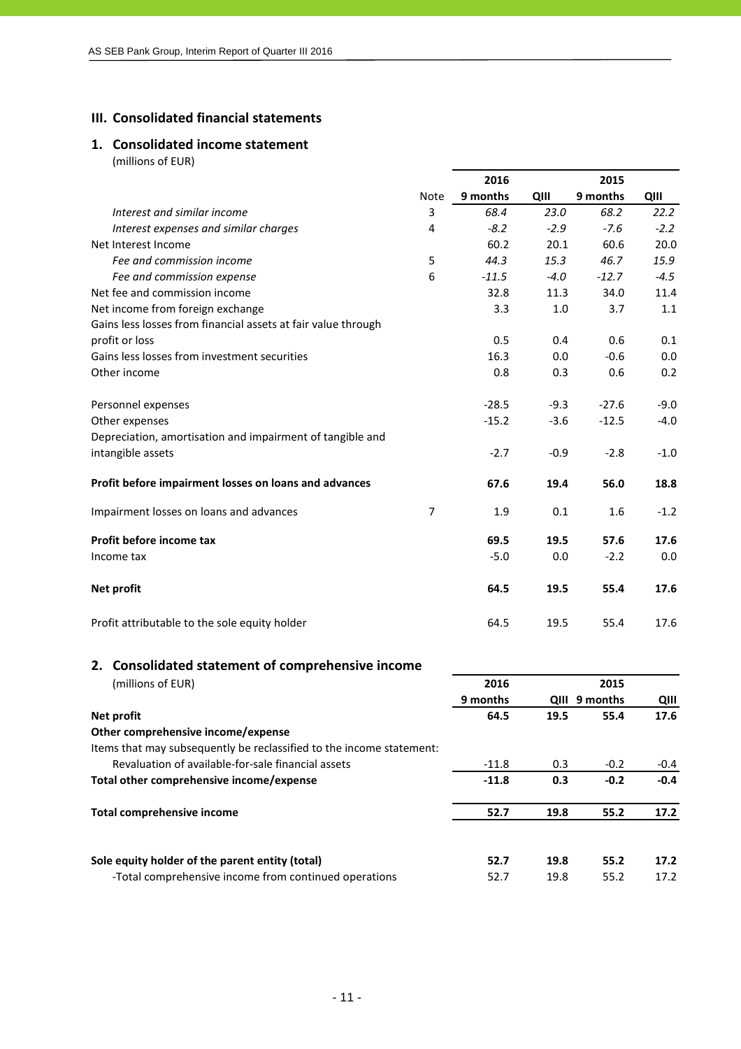## III. Consolidated financial statements

### 1. Consolidated income statement

(millions of EUR)

| | Note | 2016 9 months | 2016 QIII | 2015 9 months | 2015 QIII |
|---|---|---|---|---|---|
| *Interest and similar income* | 3 | *68.4* | *23.0* | *68.2* | *22.2* |
| *Interest expenses and similar charges* | 4 | *-8.2* | *-2.9* | *-7.6* | *-2.2* |
| Net Interest Income | | 60.2 | 20.1 | 60.6 | 20.0 |
| *Fee and commission income* | 5 | *44.3* | *15.3* | *46.7* | *15.9* |
| *Fee and commission expense* | 6 | *-11.5* | *-4.0* | *-12.7* | *-4.5* |
| Net fee and commission income | | 32.8 | 11.3 | 34.0 | 11.4 |
| Net income from foreign exchange | | 3.3 | 1.0 | 3.7 | 1.1 |
| Gains less losses from financial assets at fair value through profit or loss | | 0.5 | 0.4 | 0.6 | 0.1 |
| Gains less losses from investment securities | | 16.3 | 0.0 | -0.6 | 0.0 |
| Other income | | 0.8 | 0.3 | 0.6 | 0.2 |
| Personnel expenses | | -28.5 | -9.3 | -27.6 | -9.0 |
| Other expenses | | -15.2 | -3.6 | -12.5 | -4.0 |
| Depreciation, amortisation and impairment of tangible and intangible assets | | -2.7 | -0.9 | -2.8 | -1.0 |
| **Profit before impairment losses on loans and advances** | | **67.6** | **19.4** | **56.0** | **18.8** |
| Impairment losses on loans and advances | 7 | 1.9 | 0.1 | 1.6 | -1.2 |
| **Profit before income tax** | | **69.5** | **19.5** | **57.6** | **17.6** |
| Income tax | | -5.0 | 0.0 | -2.2 | 0.0 |
| **Net profit** | | **64.5** | **19.5** | **55.4** | **17.6** |
| Profit attributable to the sole equity holder | | 64.5 | 19.5 | 55.4 | 17.6 |

### 2. Consolidated statement of comprehensive income

(millions of EUR)

| | 2016 9 months | 2016 QIII | 2015 9 months | 2015 QIII |
|---|---|---|---|---|
| **Net profit** | **64.5** | **19.5** | **55.4** | **17.6** |
| **Other comprehensive income/expense** | | | | |
| Items that may subsequently be reclassified to the income statement: | | | | |
| Revaluation of available-for-sale financial assets | -11.8 | 0.3 | -0.2 | -0.4 |
| **Total other comprehensive income/expense** | **-11.8** | **0.3** | **-0.2** | **-0.4** |
| **Total comprehensive income** | **52.7** | **19.8** | **55.2** | **17.2** |
| **Sole equity holder of the parent entity (total)** | **52.7** | **19.8** | **55.2** | **17.2** |
| -Total comprehensive income from continued operations | 52.7 | 19.8 | 55.2 | 17.2 |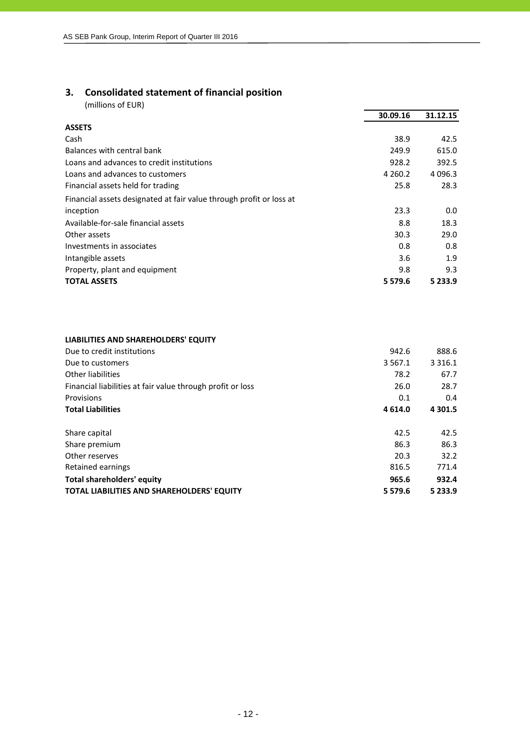## 3. Consolidated statement of financial position

(millions of EUR)

| | 30.09.16 | 31.12.15 |
|---|---|---|
| **ASSETS** | | |
| Cash | 38.9 | 42.5 |
| Balances with central bank | 249.9 | 615.0 |
| Loans and advances to credit institutions | 928.2 | 392.5 |
| Loans and advances to customers | 4 260.2 | 4 096.3 |
| Financial assets held for trading | 25.8 | 28.3 |
| Financial assets designated at fair value through profit or loss at inception | 23.3 | 0.0 |
| Available-for-sale financial assets | 8.8 | 18.3 |
| Other assets | 30.3 | 29.0 |
| Investments in associates | 0.8 | 0.8 |
| Intangible assets | 3.6 | 1.9 |
| Property, plant and equipment | 9.8 | 9.3 |
| **TOTAL ASSETS** | **5 579.6** | **5 233.9** |
| | | |
| **LIABILITIES AND SHAREHOLDERS' EQUITY** | | |
| Due to credit institutions | 942.6 | 888.6 |
| Due to customers | 3 567.1 | 3 316.1 |
| Other liabilities | 78.2 | 67.7 |
| Financial liabilities at fair value through profit or loss | 26.0 | 28.7 |
| Provisions | 0.1 | 0.4 |
| **Total Liabilities** | **4 614.0** | **4 301.5** |
| | | |
| Share capital | 42.5 | 42.5 |
| Share premium | 86.3 | 86.3 |
| Other reserves | 20.3 | 32.2 |
| Retained earnings | 816.5 | 771.4 |
| **Total shareholders' equity** | **965.6** | **932.4** |
| **TOTAL LIABILITIES AND SHAREHOLDERS' EQUITY** | **5 579.6** | **5 233.9** |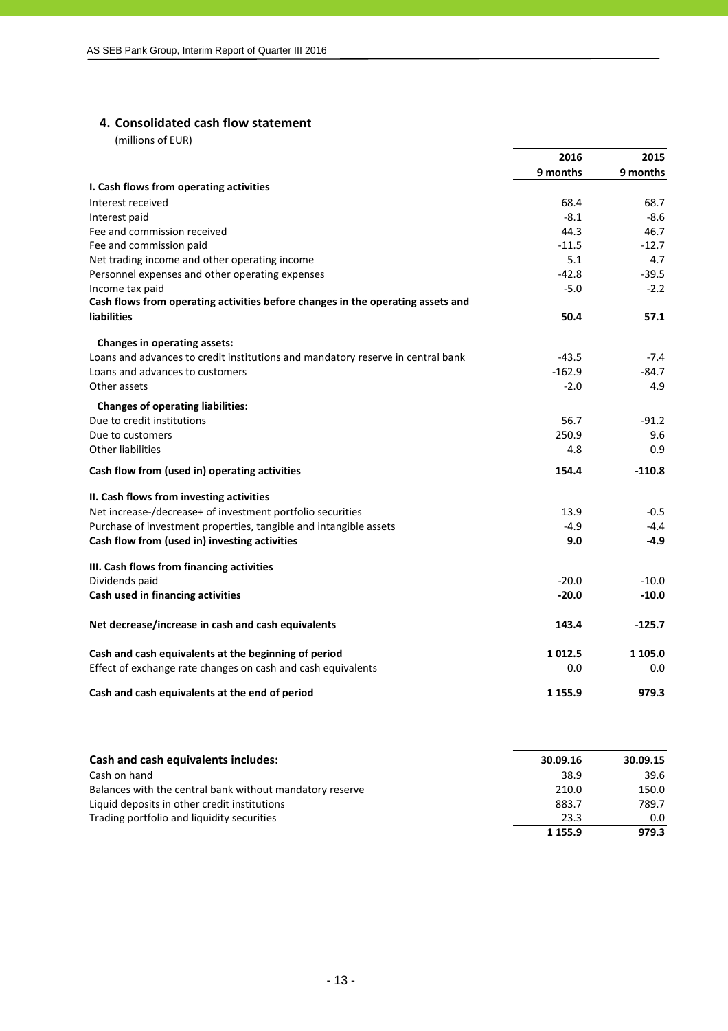## 4. Consolidated cash flow statement

(millions of EUR)

| | 2016<br>9 months | 2015<br>9 months |
|---|---|---|
| **I. Cash flows from operating activities** | | |
| Interest received | 68.4 | 68.7 |
| Interest paid | -8.1 | -8.6 |
| Fee and commission received | 44.3 | 46.7 |
| Fee and commission paid | -11.5 | -12.7 |
| Net trading income and other operating income | 5.1 | 4.7 |
| Personnel expenses and other operating expenses | -42.8 | -39.5 |
| Income tax paid | -5.0 | -2.2 |
| **Cash flows from operating activities before changes in the operating assets and liabilities** | **50.4** | **57.1** |
| **Changes in operating assets:** | | |
| Loans and advances to credit institutions and mandatory reserve in central bank | -43.5 | -7.4 |
| Loans and advances to customers | -162.9 | -84.7 |
| Other assets | -2.0 | 4.9 |
| **Changes of operating liabilities:** | | |
| Due to credit institutions | 56.7 | -91.2 |
| Due to customers | 250.9 | 9.6 |
| Other liabilities | 4.8 | 0.9 |
| **Cash flow from (used in) operating activities** | **154.4** | **-110.8** |
| **II. Cash flows from investing activities** | | |
| Net increase-/decrease+ of investment portfolio securities | 13.9 | -0.5 |
| Purchase of investment properties, tangible and intangible assets | -4.9 | -4.4 |
| **Cash flow from (used in) investing activities** | **9.0** | **-4.9** |
| **III. Cash flows from financing activities** | | |
| Dividends paid | -20.0 | -10.0 |
| **Cash used in financing activities** | **-20.0** | **-10.0** |
| **Net decrease/increase in cash and cash equivalents** | **143.4** | **-125.7** |
| **Cash and cash equivalents at the beginning of period** | **1 012.5** | **1 105.0** |
| Effect of exchange rate changes on cash and cash equivalents | 0.0 | 0.0 |
| **Cash and cash equivalents at the end of period** | **1 155.9** | **979.3** |

| **Cash and cash equivalents includes:** | **30.09.16** | **30.09.15** |
|---|---|---|
| Cash on hand | 38.9 | 39.6 |
| Balances with the central bank without mandatory reserve | 210.0 | 150.0 |
| Liquid deposits in other credit institutions | 883.7 | 789.7 |
| Trading portfolio and liquidity securities | 23.3 | 0.0 |
| | **1 155.9** | **979.3** |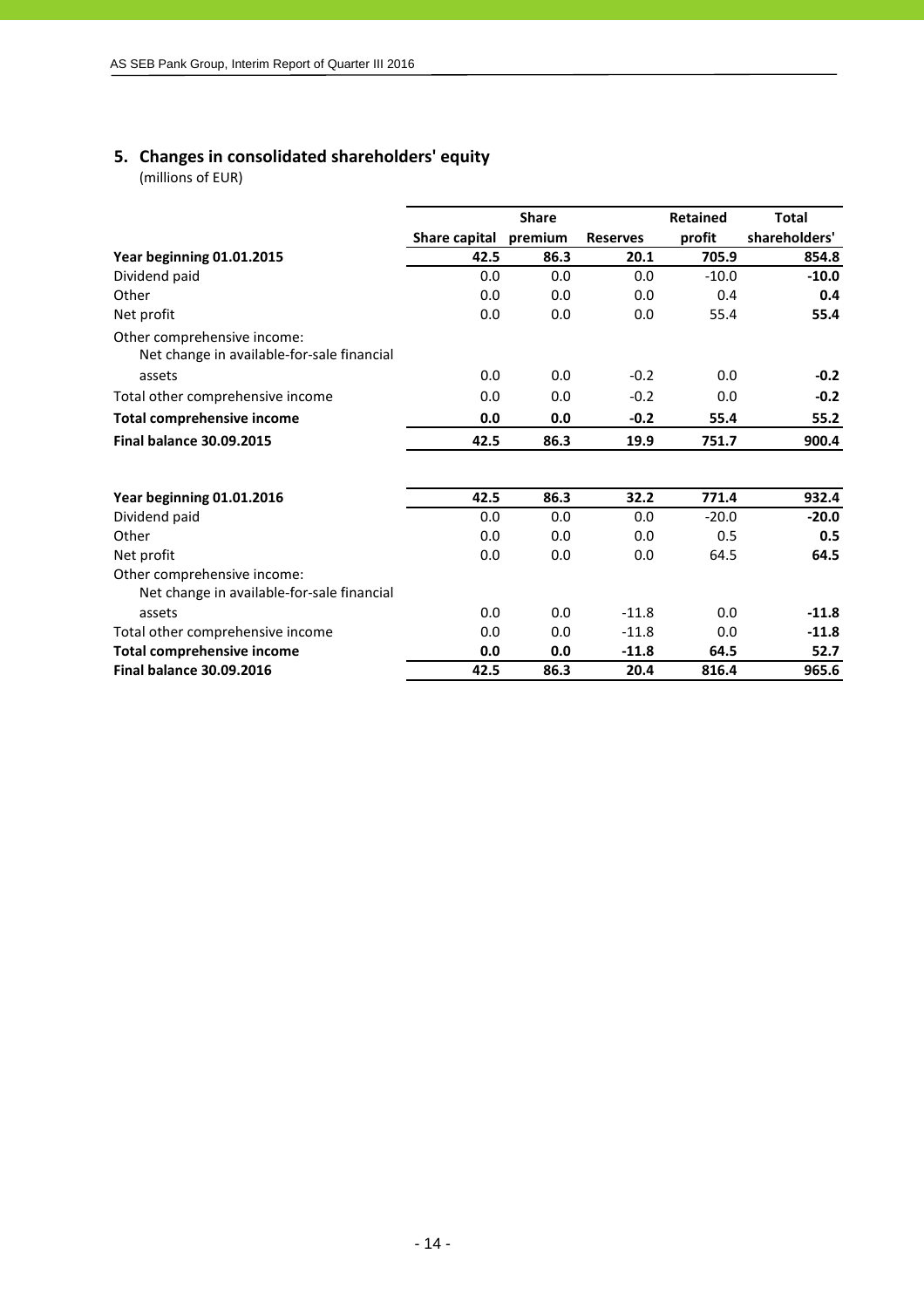## 5. Changes in consolidated shareholders' equity

(millions of EUR)

| | Share capital | Share premium | Reserves | Retained profit | Total shareholders' |
|---|---|---|---|---|---|
| **Year beginning 01.01.2015** | **42.5** | **86.3** | **20.1** | **705.9** | **854.8** |
| Dividend paid | 0.0 | 0.0 | 0.0 | -10.0 | **-10.0** |
| Other | 0.0 | 0.0 | 0.0 | 0.4 | **0.4** |
| Net profit | 0.0 | 0.0 | 0.0 | 55.4 | **55.4** |
| Other comprehensive income: | | | | | |
| Net change in available-for-sale financial assets | 0.0 | 0.0 | -0.2 | 0.0 | **-0.2** |
| Total other comprehensive income | 0.0 | 0.0 | -0.2 | 0.0 | **-0.2** |
| **Total comprehensive income** | **0.0** | **0.0** | **-0.2** | **55.4** | **55.2** |
| **Final balance 30.09.2015** | **42.5** | **86.3** | **19.9** | **751.7** | **900.4** |
| | | | | | |
| **Year beginning 01.01.2016** | **42.5** | **86.3** | **32.2** | **771.4** | **932.4** |
| Dividend paid | 0.0 | 0.0 | 0.0 | -20.0 | **-20.0** |
| Other | 0.0 | 0.0 | 0.0 | 0.5 | **0.5** |
| Net profit | 0.0 | 0.0 | 0.0 | 64.5 | **64.5** |
| Other comprehensive income: | | | | | |
| Net change in available-for-sale financial assets | 0.0 | 0.0 | -11.8 | 0.0 | **-11.8** |
| Total other comprehensive income | 0.0 | 0.0 | -11.8 | 0.0 | **-11.8** |
| **Total comprehensive income** | **0.0** | **0.0** | **-11.8** | **64.5** | **52.7** |
| **Final balance 30.09.2016** | **42.5** | **86.3** | **20.4** | **816.4** | **965.6** |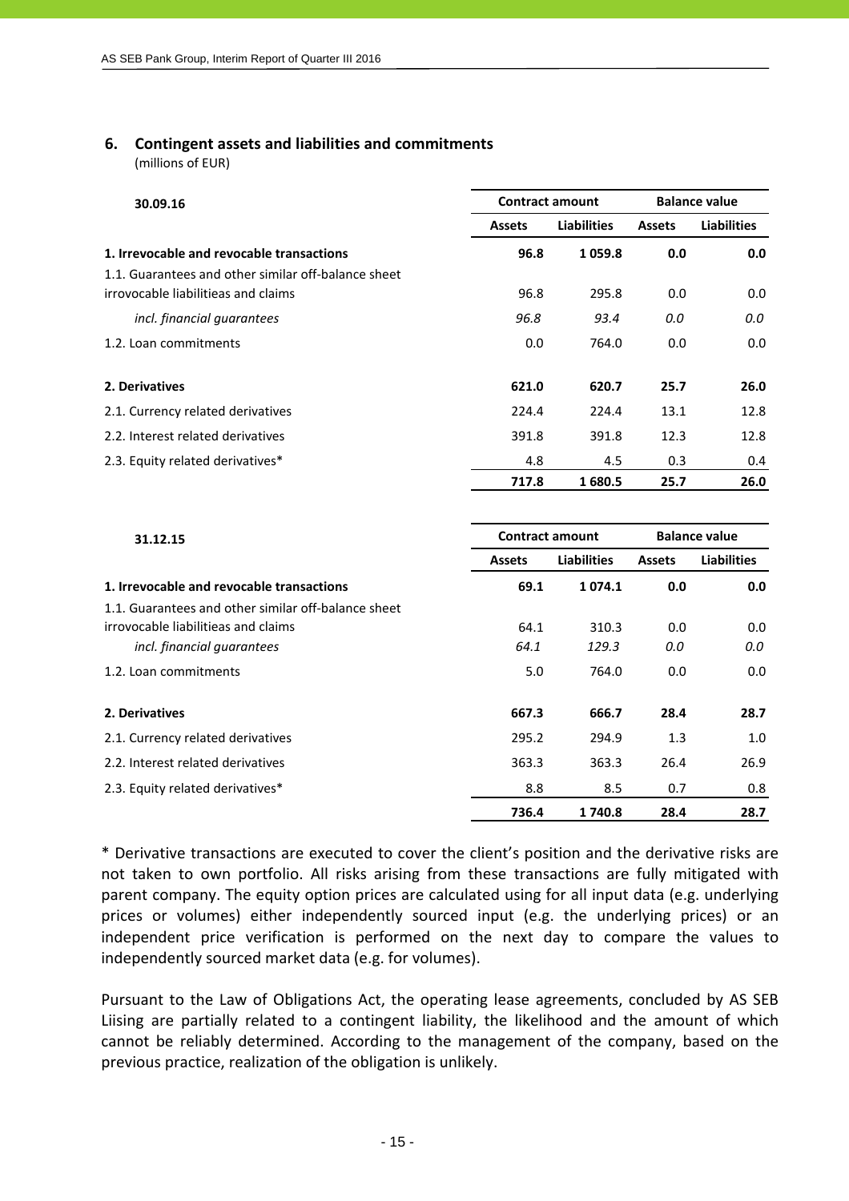## 6. Contingent assets and liabilities and commitments

(millions of EUR)

| 30.09.16 | Contract amount | | Balance value | |
|---|---|---|---|---|
| | Assets | Liabilities | Assets | Liabilities |
| **1. Irrevocable and revocable transactions** | **96.8** | **1 059.8** | **0.0** | **0.0** |
| 1.1. Guarantees and other similar off-balance sheet irrovocable liabilitieas and claims | 96.8 | 295.8 | 0.0 | 0.0 |
| *incl. financial guarantees* | *96.8* | *93.4* | *0.0* | *0.0* |
| 1.2. Loan commitments | 0.0 | 764.0 | 0.0 | 0.0 |
| **2. Derivatives** | **621.0** | **620.7** | **25.7** | **26.0** |
| 2.1. Currency related derivatives | 224.4 | 224.4 | 13.1 | 12.8 |
| 2.2. Interest related derivatives | 391.8 | 391.8 | 12.3 | 12.8 |
| 2.3. Equity related derivatives* | 4.8 | 4.5 | 0.3 | 0.4 |
| | **717.8** | **1 680.5** | **25.7** | **26.0** |

| 31.12.15 | Contract amount | | Balance value | |
|---|---|---|---|---|
| | Assets | Liabilities | Assets | Liabilities |
| **1. Irrevocable and revocable transactions** | **69.1** | **1 074.1** | **0.0** | **0.0** |
| 1.1. Guarantees and other similar off-balance sheet irrovocable liabilitieas and claims | 64.1 | 310.3 | 0.0 | 0.0 |
| *incl. financial guarantees* | *64.1* | *129.3* | *0.0* | *0.0* |
| 1.2. Loan commitments | 5.0 | 764.0 | 0.0 | 0.0 |
| **2. Derivatives** | **667.3** | **666.7** | **28.4** | **28.7** |
| 2.1. Currency related derivatives | 295.2 | 294.9 | 1.3 | 1.0 |
| 2.2. Interest related derivatives | 363.3 | 363.3 | 26.4 | 26.9 |
| 2.3. Equity related derivatives* | 8.8 | 8.5 | 0.7 | 0.8 |
| | **736.4** | **1 740.8** | **28.4** | **28.7** |

* Derivative transactions are executed to cover the client's position and the derivative risks are not taken to own portfolio. All risks arising from these transactions are fully mitigated with parent company. The equity option prices are calculated using for all input data (e.g. underlying prices or volumes) either independently sourced input (e.g. the underlying prices) or an independent price verification is performed on the next day to compare the values to independently sourced market data (e.g. for volumes).

Pursuant to the Law of Obligations Act, the operating lease agreements, concluded by AS SEB Liising are partially related to a contingent liability, the likelihood and the amount of which cannot be reliably determined. According to the management of the company, based on the previous practice, realization of the obligation is unlikely.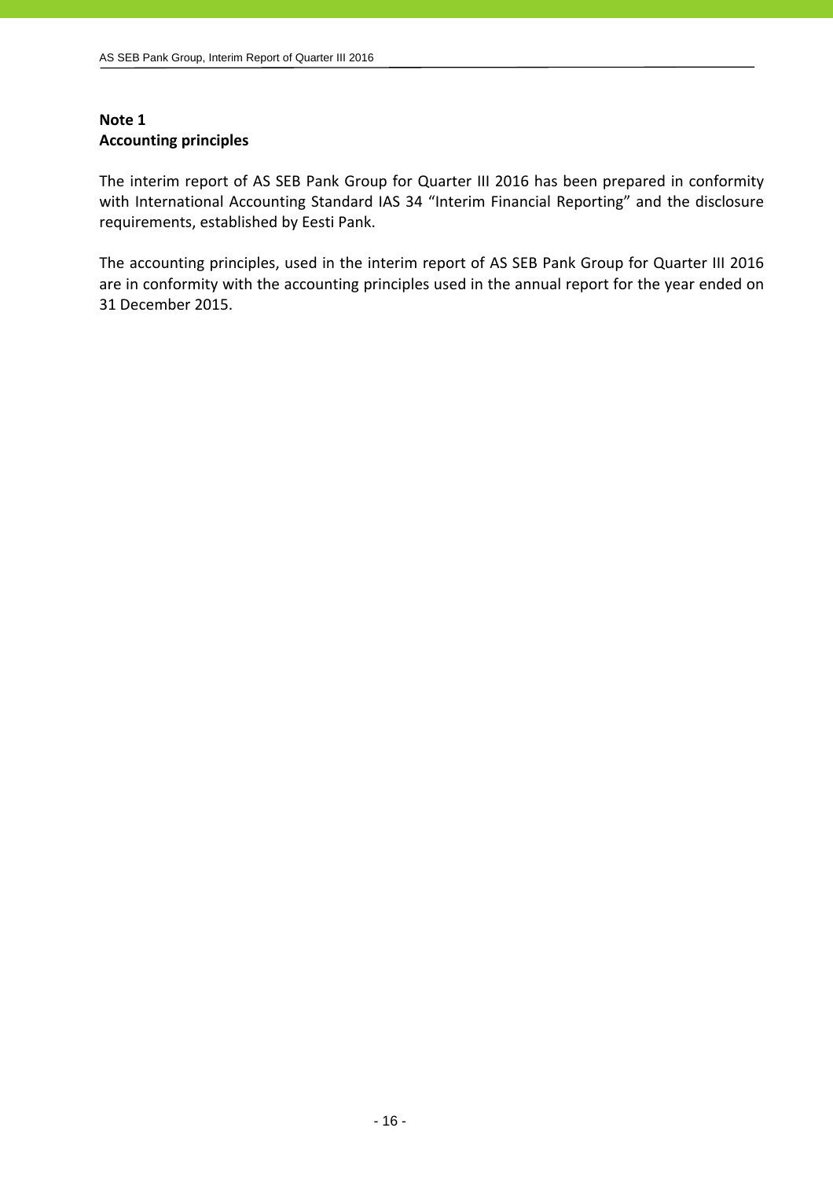**Note 1**
**Accounting principles**

The interim report of AS SEB Pank Group for Quarter III 2016 has been prepared in conformity with International Accounting Standard IAS 34 “Interim Financial Reporting” and the disclosure requirements, established by Eesti Pank.

The accounting principles, used in the interim report of AS SEB Pank Group for Quarter III 2016 are in conformity with the accounting principles used in the annual report for the year ended on 31 December 2015.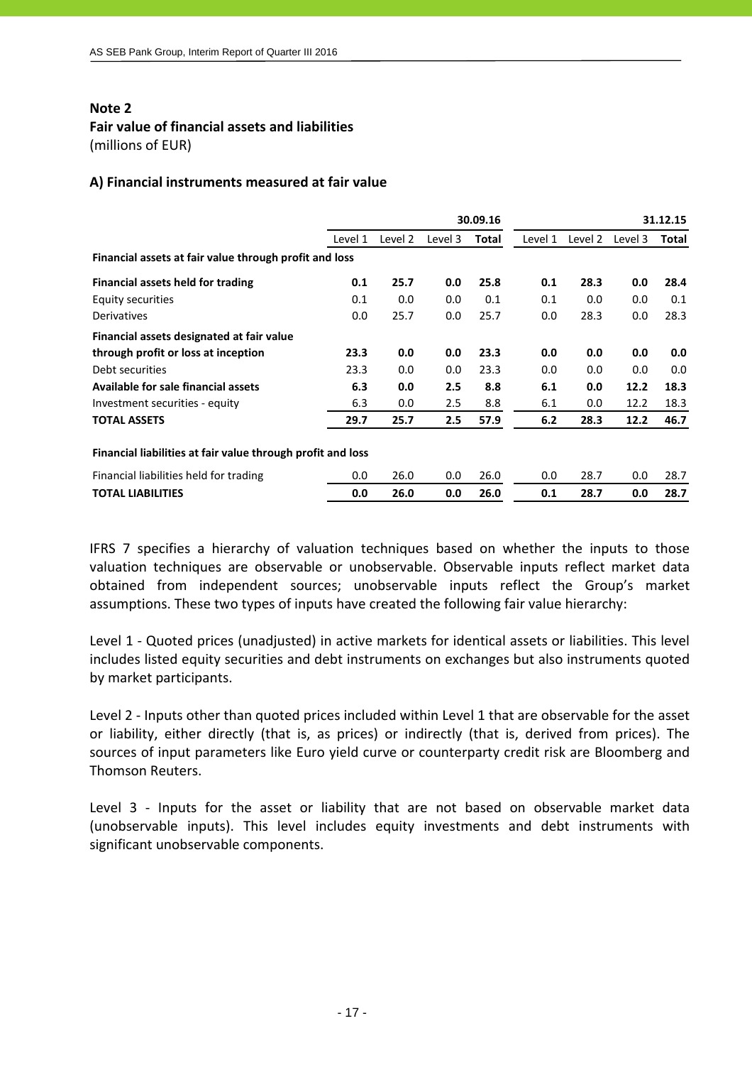## Note 2

## Fair value of financial assets and liabilities

(millions of EUR)

### A) Financial instruments measured at fair value

| | 30.09.16 | | | | 31.12.15 | | | |
|---|---|---|---|---|---|---|---|---|
| | Level 1 | Level 2 | Level 3 | **Total** | Level 1 | Level 2 | Level 3 | **Total** |
| **Financial assets at fair value through profit and loss** | | | | | | | | |
| **Financial assets held for trading** | **0.1** | **25.7** | **0.0** | **25.8** | **0.1** | **28.3** | **0.0** | **28.4** |
| Equity securities | 0.1 | 0.0 | 0.0 | 0.1 | 0.1 | 0.0 | 0.0 | 0.1 |
| Derivatives | 0.0 | 25.7 | 0.0 | 25.7 | 0.0 | 28.3 | 0.0 | 28.3 |
| **Financial assets designated at fair value through profit or loss at inception** | **23.3** | **0.0** | **0.0** | **23.3** | **0.0** | **0.0** | **0.0** | **0.0** |
| Debt securities | 23.3 | 0.0 | 0.0 | 23.3 | 0.0 | 0.0 | 0.0 | 0.0 |
| **Available for sale financial assets** | **6.3** | **0.0** | **2.5** | **8.8** | **6.1** | **0.0** | **12.2** | **18.3** |
| Investment securities - equity | 6.3 | 0.0 | 2.5 | 8.8 | 6.1 | 0.0 | 12.2 | 18.3 |
| **TOTAL ASSETS** | **29.7** | **25.7** | **2.5** | **57.9** | **6.2** | **28.3** | **12.2** | **46.7** |
| **Financial liabilities at fair value through profit and loss** | | | | | | | | |
| Financial liabilities held for trading | 0.0 | 26.0 | 0.0 | 26.0 | 0.0 | 28.7 | 0.0 | 28.7 |
| **TOTAL LIABILITIES** | **0.0** | **26.0** | **0.0** | **26.0** | **0.1** | **28.7** | **0.0** | **28.7** |

IFRS 7 specifies a hierarchy of valuation techniques based on whether the inputs to those valuation techniques are observable or unobservable. Observable inputs reflect market data obtained from independent sources; unobservable inputs reflect the Group's market assumptions. These two types of inputs have created the following fair value hierarchy:

Level 1 - Quoted prices (unadjusted) in active markets for identical assets or liabilities. This level includes listed equity securities and debt instruments on exchanges but also instruments quoted by market participants.

Level 2 - Inputs other than quoted prices included within Level 1 that are observable for the asset or liability, either directly (that is, as prices) or indirectly (that is, derived from prices). The sources of input parameters like Euro yield curve or counterparty credit risk are Bloomberg and Thomson Reuters.

Level 3 - Inputs for the asset or liability that are not based on observable market data (unobservable inputs). This level includes equity investments and debt instruments with significant unobservable components.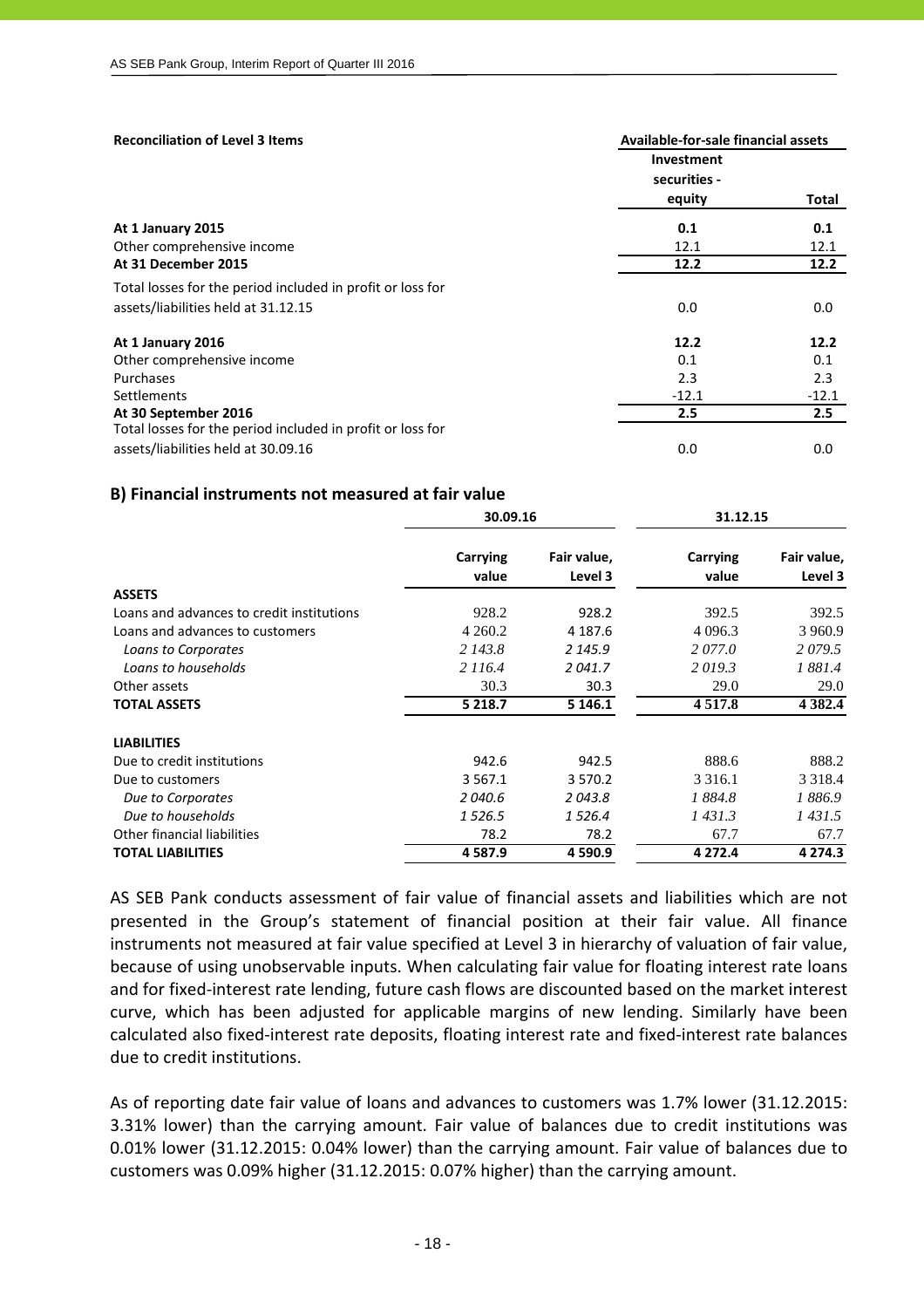**Reconciliation of Level 3 Items**

| | Available-for-sale financial assets | |
|---|---|---|
| | Investment securities - equity | Total |
| **At 1 January 2015** | **0.1** | **0.1** |
| Other comprehensive income | 12.1 | 12.1 |
| **At 31 December 2015** | **12.2** | **12.2** |
| Total losses for the period included in profit or loss for assets/liabilities held at 31.12.15 | 0.0 | 0.0 |
| **At 1 January 2016** | **12.2** | **12.2** |
| Other comprehensive income | 0.1 | 0.1 |
| Purchases | 2.3 | 2.3 |
| Settlements | -12.1 | -12.1 |
| **At 30 September 2016** | **2.5** | **2.5** |
| Total losses for the period included in profit or loss for assets/liabilities held at 30.09.16 | 0.0 | 0.0 |

### B) Financial instruments not measured at fair value

| | 30.09.16 | | 31.12.15 | |
|---|---|---|---|---|
| | Carrying value | Fair value, Level 3 | Carrying value | Fair value, Level 3 |
| **ASSETS** | | | | |
| Loans and advances to credit institutions | 928.2 | 928.2 | 392.5 | 392.5 |
| Loans and advances to customers | 4 260.2 | 4 187.6 | 4 096.3 | 3 960.9 |
| *Loans to Corporates* | *2 143.8* | *2 145.9* | *2 077.0* | *2 079.5* |
| *Loans to households* | *2 116.4* | *2 041.7* | *2 019.3* | *1 881.4* |
| Other assets | 30.3 | 30.3 | 29.0 | 29.0 |
| **TOTAL ASSETS** | **5 218.7** | **5 146.1** | **4 517.8** | **4 382.4** |
| **LIABILITIES** | | | | |
| Due to credit institutions | 942.6 | 942.5 | 888.6 | 888.2 |
| Due to customers | 3 567.1 | 3 570.2 | 3 316.1 | 3 318.4 |
| *Due to Corporates* | *2 040.6* | *2 043.8* | *1 884.8* | *1 886.9* |
| *Due to households* | *1 526.5* | *1 526.4* | *1 431.3* | *1 431.5* |
| Other financial liabilities | 78.2 | 78.2 | 67.7 | 67.7 |
| **TOTAL LIABILITIES** | **4 587.9** | **4 590.9** | **4 272.4** | **4 274.3** |

AS SEB Pank conducts assessment of fair value of financial assets and liabilities which are not presented in the Group's statement of financial position at their fair value. All finance instruments not measured at fair value specified at Level 3 in hierarchy of valuation of fair value, because of using unobservable inputs. When calculating fair value for floating interest rate loans and for fixed-interest rate lending, future cash flows are discounted based on the market interest curve, which has been adjusted for applicable margins of new lending. Similarly have been calculated also fixed-interest rate deposits, floating interest rate and fixed-interest rate balances due to credit institutions.

As of reporting date fair value of loans and advances to customers was 1.7% lower (31.12.2015: 3.31% lower) than the carrying amount. Fair value of balances due to credit institutions was 0.01% lower (31.12.2015: 0.04% lower) than the carrying amount. Fair value of balances due to customers was 0.09% higher (31.12.2015: 0.07% higher) than the carrying amount.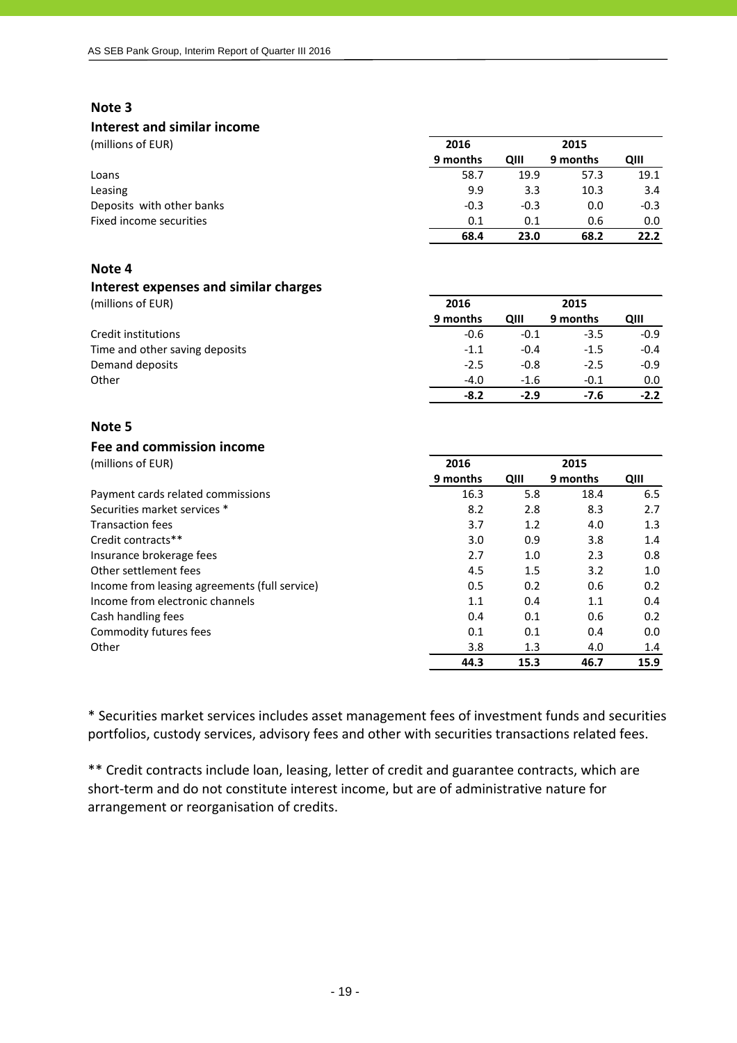## Note 3

### Interest and similar income

| (millions of EUR) | 2016 | | 2015 | |
|---|---|---|---|---|
| | 9 months | QIII | 9 months | QIII |
| Loans | 58.7 | 19.9 | 57.3 | 19.1 |
| Leasing | 9.9 | 3.3 | 10.3 | 3.4 |
| Deposits with other banks | -0.3 | -0.3 | 0.0 | -0.3 |
| Fixed income securities | 0.1 | 0.1 | 0.6 | 0.0 |
| | **68.4** | **23.0** | **68.2** | **22.2** |

## Note 4

### Interest expenses and similar charges

| (millions of EUR) | 2016 | | 2015 | |
|---|---|---|---|---|
| | 9 months | QIII | 9 months | QIII |
| Credit institutions | -0.6 | -0.1 | -3.5 | -0.9 |
| Time and other saving deposits | -1.1 | -0.4 | -1.5 | -0.4 |
| Demand deposits | -2.5 | -0.8 | -2.5 | -0.9 |
| Other | -4.0 | -1.6 | -0.1 | 0.0 |
| | **-8.2** | **-2.9** | **-7.6** | **-2.2** |

## Note 5

### Fee and commission income

| (millions of EUR) | 2016 | | 2015 | |
|---|---|---|---|---|
| | 9 months | QIII | 9 months | QIII |
| Payment cards related commissions | 16.3 | 5.8 | 18.4 | 6.5 |
| Securities market services * | 8.2 | 2.8 | 8.3 | 2.7 |
| Transaction fees | 3.7 | 1.2 | 4.0 | 1.3 |
| Credit contracts** | 3.0 | 0.9 | 3.8 | 1.4 |
| Insurance brokerage fees | 2.7 | 1.0 | 2.3 | 0.8 |
| Other settlement fees | 4.5 | 1.5 | 3.2 | 1.0 |
| Income from leasing agreements (full service) | 0.5 | 0.2 | 0.6 | 0.2 |
| Income from electronic channels | 1.1 | 0.4 | 1.1 | 0.4 |
| Cash handling fees | 0.4 | 0.1 | 0.6 | 0.2 |
| Commodity futures fees | 0.1 | 0.1 | 0.4 | 0.0 |
| Other | 3.8 | 1.3 | 4.0 | 1.4 |
| | **44.3** | **15.3** | **46.7** | **15.9** |

* Securities market services includes asset management fees of investment funds and securities portfolios, custody services, advisory fees and other with securities transactions related fees.

** Credit contracts include loan, leasing, letter of credit and guarantee contracts, which are short-term and do not constitute interest income, but are of administrative nature for arrangement or reorganisation of credits.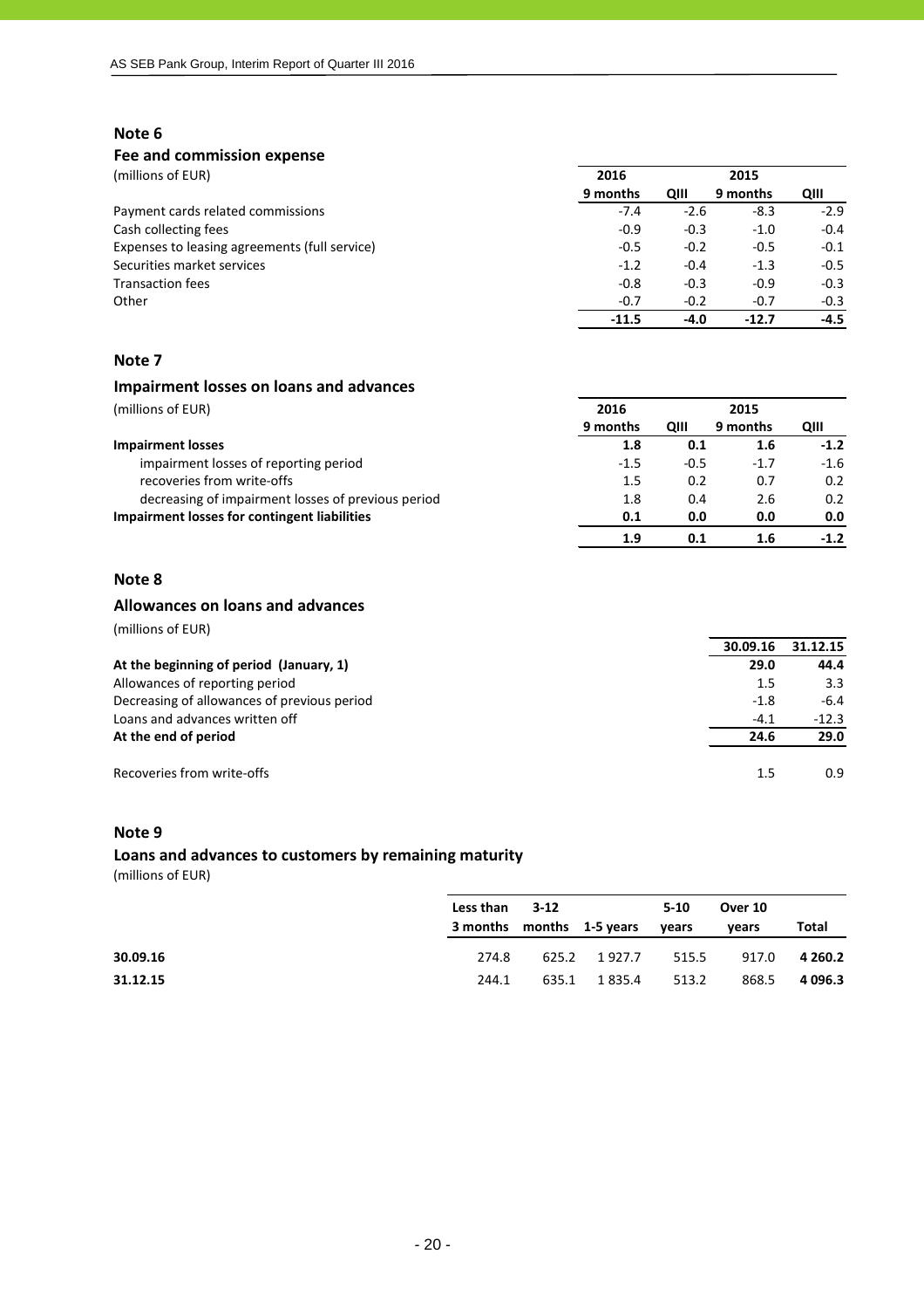## Note 6

### Fee and commission expense

| (millions of EUR) | 2016 | | 2015 | |
|---|---|---|---|---|
| | 9 months | QIII | 9 months | QIII |
| Payment cards related commissions | -7.4 | -2.6 | -8.3 | -2.9 |
| Cash collecting fees | -0.9 | -0.3 | -1.0 | -0.4 |
| Expenses to leasing agreements (full service) | -0.5 | -0.2 | -0.5 | -0.1 |
| Securities market services | -1.2 | -0.4 | -1.3 | -0.5 |
| Transaction fees | -0.8 | -0.3 | -0.9 | -0.3 |
| Other | -0.7 | -0.2 | -0.7 | -0.3 |
| | **-11.5** | **-4.0** | **-12.7** | **-4.5** |

## Note 7

### Impairment losses on loans and advances

| (millions of EUR) | 2016 | | 2015 | |
|---|---|---|---|---|
| | 9 months | QIII | 9 months | QIII |
| **Impairment losses** | **1.8** | **0.1** | **1.6** | **-1.2** |
| impairment losses of reporting period | -1.5 | -0.5 | -1.7 | -1.6 |
| recoveries from write-offs | 1.5 | 0.2 | 0.7 | 0.2 |
| decreasing of impairment losses of previous period | 1.8 | 0.4 | 2.6 | 0.2 |
| **Impairment losses for contingent liabilities** | **0.1** | **0.0** | **0.0** | **0.0** |
| | **1.9** | **0.1** | **1.6** | **-1.2** |

## Note 8

### Allowances on loans and advances

(millions of EUR)

| | 30.09.16 | 31.12.15 |
|---|---|---|
| **At the beginning of period (January, 1)** | **29.0** | **44.4** |
| Allowances of reporting period | 1.5 | 3.3 |
| Decreasing of allowances of previous period | -1.8 | -6.4 |
| Loans and advances written off | -4.1 | -12.3 |
| **At the end of period** | **24.6** | **29.0** |
| | | |
| Recoveries from write-offs | 1.5 | 0.9 |

## Note 9

### Loans and advances to customers by remaining maturity

(millions of EUR)

| | Less than 3 months | 3-12 months | 1-5 years | 5-10 years | Over 10 years | Total |
|---|---|---|---|---|---|---|
| **30.09.16** | 274.8 | 625.2 | 1 927.7 | 515.5 | 917.0 | **4 260.2** |
| **31.12.15** | 244.1 | 635.1 | 1 835.4 | 513.2 | 868.5 | **4 096.3** |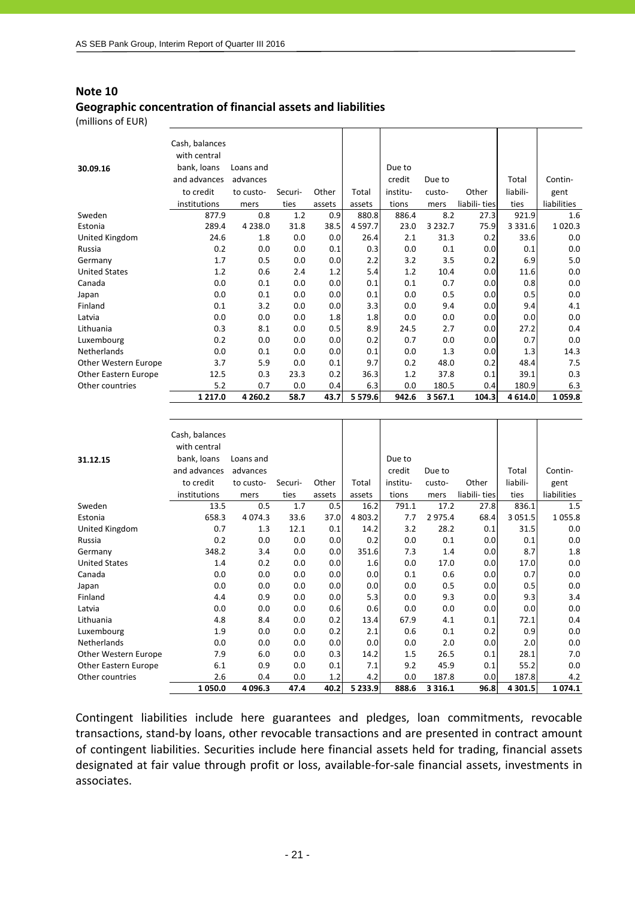## Note 10

### Geographic concentration of financial assets and liabilities

(millions of EUR)

| 30.09.16 | Cash, balances with central bank, loans and advances to credit institutions | Loans and advances to customers | Securities | Other assets | Total assets | Due to credit institutions | Due to customers | Other liabilities | Total liabilities | Contingent liabilities |
|---|---|---|---|---|---|---|---|---|---|---|
| Sweden | 877.9 | 0.8 | 1.2 | 0.9 | 880.8 | 886.4 | 8.2 | 27.3 | 921.9 | 1.6 |
| Estonia | 289.4 | 4 238.0 | 31.8 | 38.5 | 4 597.7 | 23.0 | 3 232.7 | 75.9 | 3 331.6 | 1 020.3 |
| United Kingdom | 24.6 | 1.8 | 0.0 | 0.0 | 26.4 | 2.1 | 31.3 | 0.2 | 33.6 | 0.0 |
| Russia | 0.2 | 0.0 | 0.0 | 0.1 | 0.3 | 0.0 | 0.1 | 0.0 | 0.1 | 0.0 |
| Germany | 1.7 | 0.5 | 0.0 | 0.0 | 2.2 | 3.2 | 3.5 | 0.2 | 6.9 | 5.0 |
| United States | 1.2 | 0.6 | 2.4 | 1.2 | 5.4 | 1.2 | 10.4 | 0.0 | 11.6 | 0.0 |
| Canada | 0.0 | 0.1 | 0.0 | 0.0 | 0.1 | 0.1 | 0.7 | 0.0 | 0.8 | 0.0 |
| Japan | 0.0 | 0.1 | 0.0 | 0.0 | 0.1 | 0.0 | 0.5 | 0.0 | 0.5 | 0.0 |
| Finland | 0.1 | 3.2 | 0.0 | 0.0 | 3.3 | 0.0 | 9.4 | 0.0 | 9.4 | 4.1 |
| Latvia | 0.0 | 0.0 | 0.0 | 1.8 | 1.8 | 0.0 | 0.0 | 0.0 | 0.0 | 0.0 |
| Lithuania | 0.3 | 8.1 | 0.0 | 0.5 | 8.9 | 24.5 | 2.7 | 0.0 | 27.2 | 0.4 |
| Luxembourg | 0.2 | 0.0 | 0.0 | 0.0 | 0.2 | 0.7 | 0.0 | 0.0 | 0.7 | 0.0 |
| Netherlands | 0.0 | 0.1 | 0.0 | 0.0 | 0.1 | 0.0 | 1.3 | 0.0 | 1.3 | 14.3 |
| Other Western Europe | 3.7 | 5.9 | 0.0 | 0.1 | 9.7 | 0.2 | 48.0 | 0.2 | 48.4 | 7.5 |
| Other Eastern Europe | 12.5 | 0.3 | 23.3 | 0.2 | 36.3 | 1.2 | 37.8 | 0.1 | 39.1 | 0.3 |
| Other countries | 5.2 | 0.7 | 0.0 | 0.4 | 6.3 | 0.0 | 180.5 | 0.4 | 180.9 | 6.3 |
| | **1 217.0** | **4 260.2** | **58.7** | **43.7** | **5 579.6** | **942.6** | **3 567.1** | **104.3** | **4 614.0** | **1 059.8** |

| 31.12.15 | Cash, balances with central bank, loans and advances to credit institutions | Loans and advances to customers | Securities | Other assets | Total assets | Due to credit institutions | Due to customers | Other liabilities | Total liabilities | Contingent liabilities |
|---|---|---|---|---|---|---|---|---|---|---|
| Sweden | 13.5 | 0.5 | 1.7 | 0.5 | 16.2 | 791.1 | 17.2 | 27.8 | 836.1 | 1.5 |
| Estonia | 658.3 | 4 074.3 | 33.6 | 37.0 | 4 803.2 | 7.7 | 2 975.4 | 68.4 | 3 051.5 | 1 055.8 |
| United Kingdom | 0.7 | 1.3 | 12.1 | 0.1 | 14.2 | 3.2 | 28.2 | 0.1 | 31.5 | 0.0 |
| Russia | 0.2 | 0.0 | 0.0 | 0.0 | 0.2 | 0.0 | 0.1 | 0.0 | 0.1 | 0.0 |
| Germany | 348.2 | 3.4 | 0.0 | 0.0 | 351.6 | 7.3 | 1.4 | 0.0 | 8.7 | 1.8 |
| United States | 1.4 | 0.2 | 0.0 | 0.0 | 1.6 | 0.0 | 17.0 | 0.0 | 17.0 | 0.0 |
| Canada | 0.0 | 0.0 | 0.0 | 0.0 | 0.0 | 0.1 | 0.6 | 0.0 | 0.7 | 0.0 |
| Japan | 0.0 | 0.0 | 0.0 | 0.0 | 0.0 | 0.0 | 0.5 | 0.0 | 0.5 | 0.0 |
| Finland | 4.4 | 0.9 | 0.0 | 0.0 | 5.3 | 0.0 | 9.3 | 0.0 | 9.3 | 3.4 |
| Latvia | 0.0 | 0.0 | 0.0 | 0.6 | 0.6 | 0.0 | 0.0 | 0.0 | 0.0 | 0.0 |
| Lithuania | 4.8 | 8.4 | 0.0 | 0.2 | 13.4 | 67.9 | 4.1 | 0.1 | 72.1 | 0.4 |
| Luxembourg | 1.9 | 0.0 | 0.0 | 0.2 | 2.1 | 0.6 | 0.1 | 0.2 | 0.9 | 0.0 |
| Netherlands | 0.0 | 0.0 | 0.0 | 0.0 | 0.0 | 0.0 | 2.0 | 0.0 | 2.0 | 0.0 |
| Other Western Europe | 7.9 | 6.0 | 0.0 | 0.3 | 14.2 | 1.5 | 26.5 | 0.1 | 28.1 | 7.0 |
| Other Eastern Europe | 6.1 | 0.9 | 0.0 | 0.1 | 7.1 | 9.2 | 45.9 | 0.1 | 55.2 | 0.0 |
| Other countries | 2.6 | 0.4 | 0.0 | 1.2 | 4.2 | 0.0 | 187.8 | 0.0 | 187.8 | 4.2 |
| | **1 050.0** | **4 096.3** | **47.4** | **40.2** | **5 233.9** | **888.6** | **3 316.1** | **96.8** | **4 301.5** | **1 074.1** |

Contingent liabilities include here guarantees and pledges, loan commitments, revocable transactions, stand-by loans, other revocable transactions and are presented in contract amount of contingent liabilities. Securities include here financial assets held for trading, financial assets designated at fair value through profit or loss, available-for-sale financial assets, investments in associates.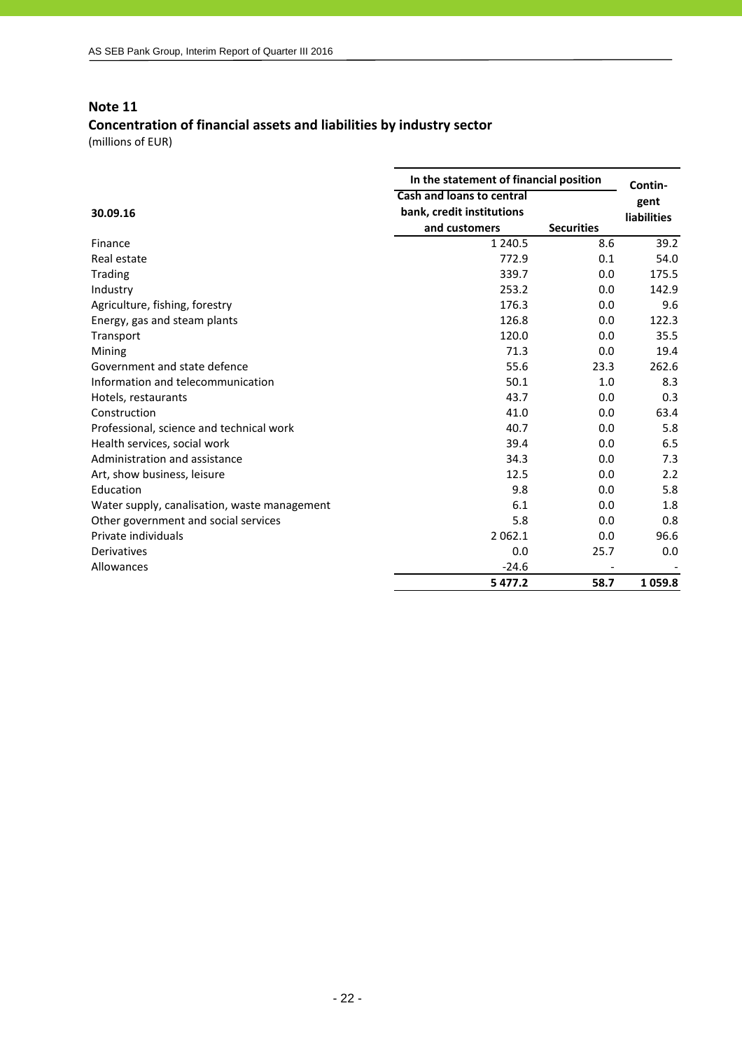## Note 11

### Concentration of financial assets and liabilities by industry sector

(millions of EUR)

| 30.09.16 | In the statement of financial position | | Contin-gent liabilities |
|---|---|---|---|
| | Cash and loans to central bank, credit institutions and customers | Securities | |
| Finance | 1 240.5 | 8.6 | 39.2 |
| Real estate | 772.9 | 0.1 | 54.0 |
| Trading | 339.7 | 0.0 | 175.5 |
| Industry | 253.2 | 0.0 | 142.9 |
| Agriculture, fishing, forestry | 176.3 | 0.0 | 9.6 |
| Energy, gas and steam plants | 126.8 | 0.0 | 122.3 |
| Transport | 120.0 | 0.0 | 35.5 |
| Mining | 71.3 | 0.0 | 19.4 |
| Government and state defence | 55.6 | 23.3 | 262.6 |
| Information and telecommunication | 50.1 | 1.0 | 8.3 |
| Hotels, restaurants | 43.7 | 0.0 | 0.3 |
| Construction | 41.0 | 0.0 | 63.4 |
| Professional, science and technical work | 40.7 | 0.0 | 5.8 |
| Health services, social work | 39.4 | 0.0 | 6.5 |
| Administration and assistance | 34.3 | 0.0 | 7.3 |
| Art, show business, leisure | 12.5 | 0.0 | 2.2 |
| Education | 9.8 | 0.0 | 5.8 |
| Water supply, canalisation, waste management | 6.1 | 0.0 | 1.8 |
| Other government and social services | 5.8 | 0.0 | 0.8 |
| Private individuals | 2 062.1 | 0.0 | 96.6 |
| Derivatives | 0.0 | 25.7 | 0.0 |
| Allowances | -24.6 | - | - |
| | **5 477.2** | **58.7** | **1 059.8** |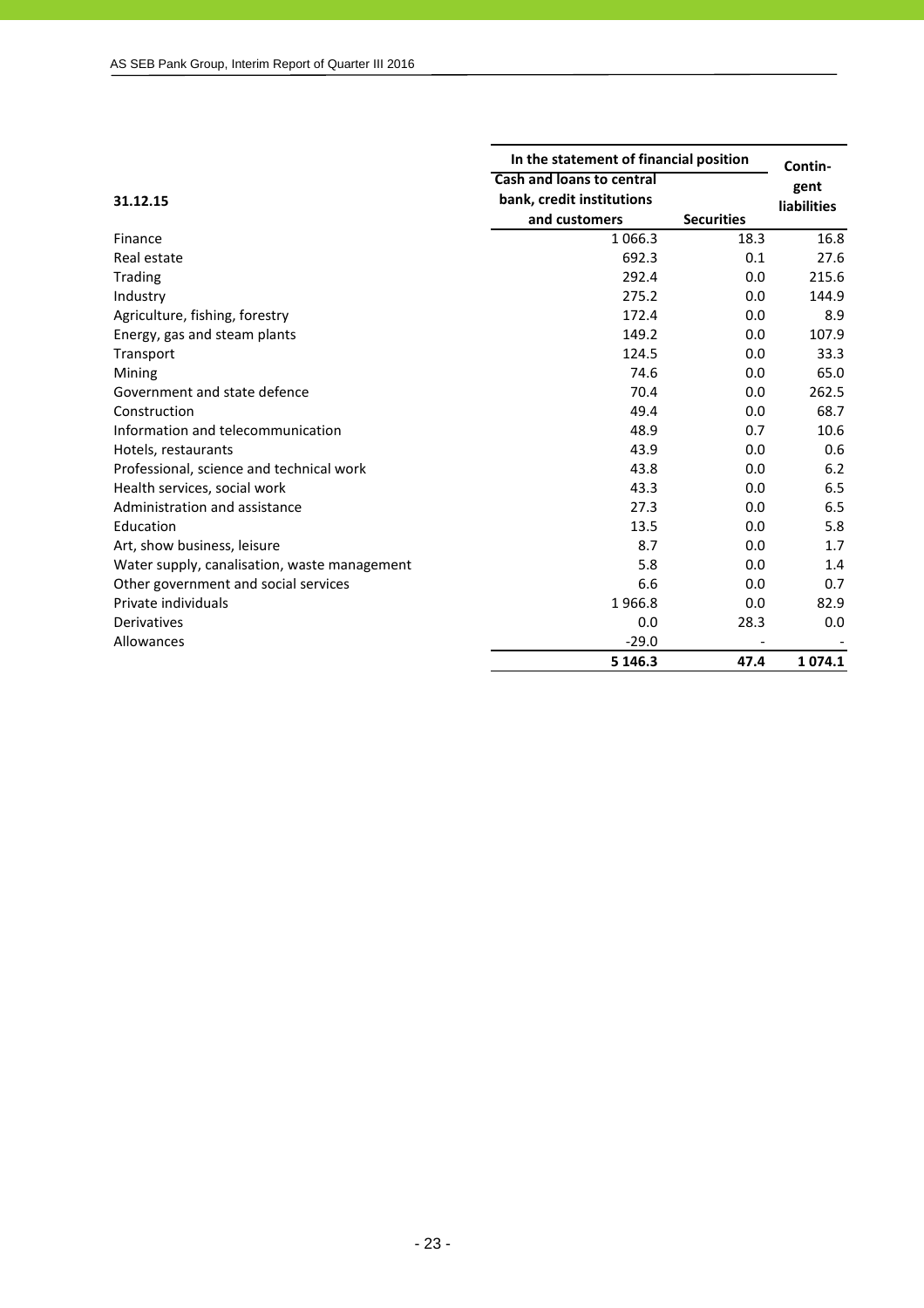| 31.12.15 | In the statement of financial position | | Contin-gent liabilities |
|---|---|---|---|
| | Cash and loans to central bank, credit institutions and customers | Securities | |
| Finance | 1 066.3 | 18.3 | 16.8 |
| Real estate | 692.3 | 0.1 | 27.6 |
| Trading | 292.4 | 0.0 | 215.6 |
| Industry | 275.2 | 0.0 | 144.9 |
| Agriculture, fishing, forestry | 172.4 | 0.0 | 8.9 |
| Energy, gas and steam plants | 149.2 | 0.0 | 107.9 |
| Transport | 124.5 | 0.0 | 33.3 |
| Mining | 74.6 | 0.0 | 65.0 |
| Government and state defence | 70.4 | 0.0 | 262.5 |
| Construction | 49.4 | 0.0 | 68.7 |
| Information and telecommunication | 48.9 | 0.7 | 10.6 |
| Hotels, restaurants | 43.9 | 0.0 | 0.6 |
| Professional, science and technical work | 43.8 | 0.0 | 6.2 |
| Health services, social work | 43.3 | 0.0 | 6.5 |
| Administration and assistance | 27.3 | 0.0 | 6.5 |
| Education | 13.5 | 0.0 | 5.8 |
| Art, show business, leisure | 8.7 | 0.0 | 1.7 |
| Water supply, canalisation, waste management | 5.8 | 0.0 | 1.4 |
| Other government and social services | 6.6 | 0.0 | 0.7 |
| Private individuals | 1 966.8 | 0.0 | 82.9 |
| Derivatives | 0.0 | 28.3 | 0.0 |
| Allowances | -29.0 | - | - |
| | **5 146.3** | **47.4** | **1 074.1** |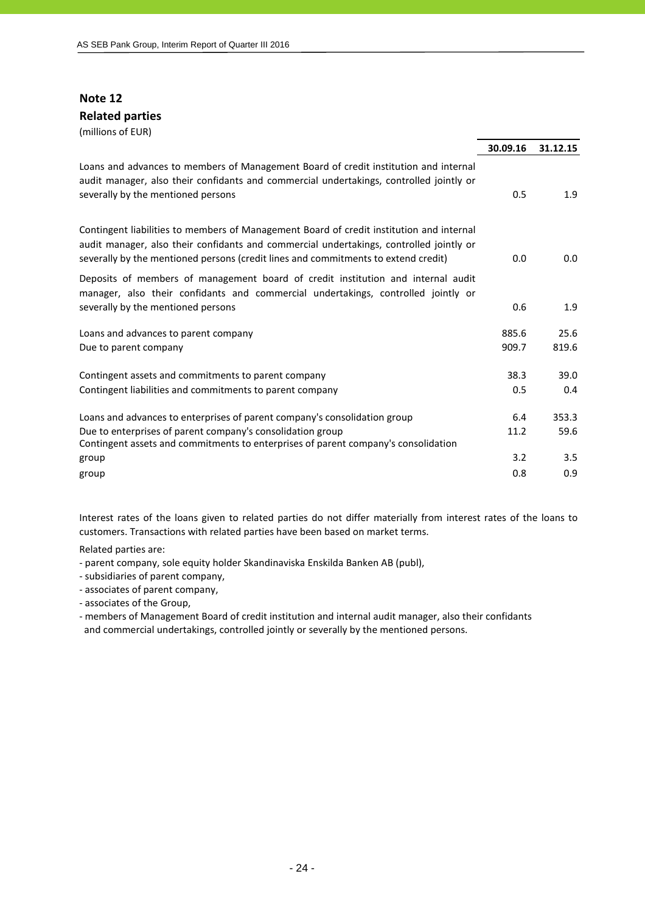## Note 12

## Related parties

(millions of EUR)

| | 30.09.16 | 31.12.15 |
|---|---|---|
| Loans and advances to members of Management Board of credit institution and internal audit manager, also their confidants and commercial undertakings, controlled jointly or severally by the mentioned persons | 0.5 | 1.9 |
| Contingent liabilities to members of Management Board of credit institution and internal audit manager, also their confidants and commercial undertakings, controlled jointly or severally by the mentioned persons (credit lines and commitments to extend credit) | 0.0 | 0.0 |
| Deposits of members of management board of credit institution and internal audit manager, also their confidants and commercial undertakings, controlled jointly or severally by the mentioned persons | 0.6 | 1.9 |
| Loans and advances to parent company | 885.6 | 25.6 |
| Due to parent company | 909.7 | 819.6 |
| Contingent assets and commitments to parent company | 38.3 | 39.0 |
| Contingent liabilities and commitments to parent company | 0.5 | 0.4 |
| Loans and advances to enterprises of parent company's consolidation group | 6.4 | 353.3 |
| Due to enterprises of parent company's consolidation group | 11.2 | 59.6 |
| Contingent assets and commitments to enterprises of parent company's consolidation group | 3.2 | 3.5 |
| group | 0.8 | 0.9 |

Interest rates of the loans given to related parties do not differ materially from interest rates of the loans to customers. Transactions with related parties have been based on market terms.

Related parties are:

- parent company, sole equity holder Skandinaviska Enskilda Banken AB (publ),
- subsidiaries of parent company,
- associates of parent company,
- associates of the Group,
- members of Management Board of credit institution and internal audit manager, also their confidants and commercial undertakings, controlled jointly or severally by the mentioned persons.